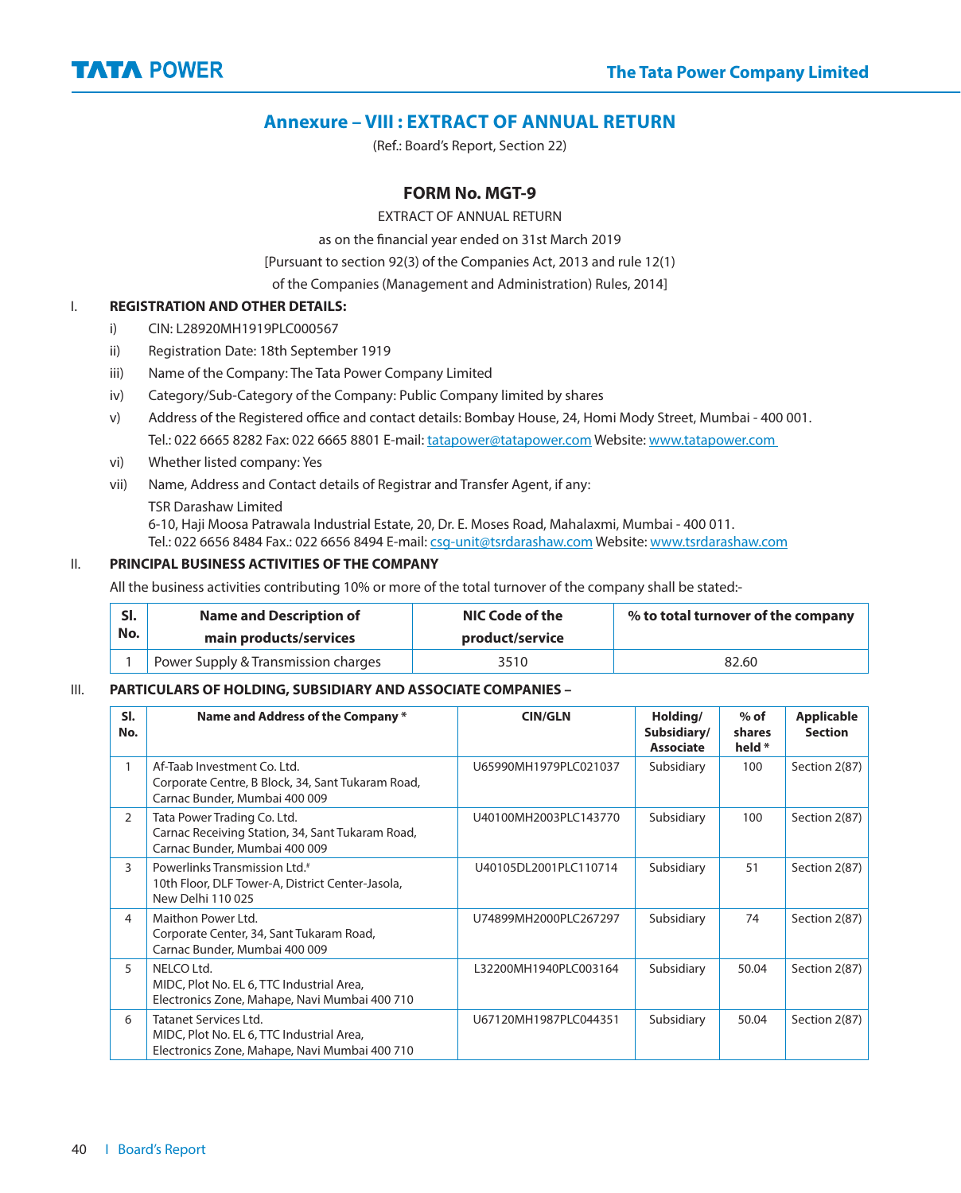## Annexure – VIII : EXTRACT OF ANNUAL RETURN

(Ref.: Board's Report, Section 22)

### FORM No. MGT-9

EXTRACT OF ANNUAL RETURN

as on the financial year ended on 31st March 2019

[Pursuant to section 92(3) of the Companies Act, 2013 and rule 12(1)

of the Companies (Management and Administration) Rules, 2014]

**I. REGISTRATION AND OTHER DETAILS:**

i) CIN: L28920MH1919PLC000567

ii) Registration Date: 18th September 1919

iii) Name of the Company: The Tata Power Company Limited

iv) Category/Sub-Category of the Company: Public Company limited by shares

v) Address of the Registered office and contact details: Bombay House, 24, Homi Mody Street, Mumbai - 400 001.
Tel.: 022 6665 8282 Fax: 022 6665 8801 E-mail: tatapower@tatapower.com Website: www.tatapower.com

vi) Whether listed company: Yes

vii) Name, Address and Contact details of Registrar and Transfer Agent, if any:
TSR Darashaw Limited
6-10, Haji Moosa Patrawala Industrial Estate, 20, Dr. E. Moses Road, Mahalaxmi, Mumbai - 400 011.
Tel.: 022 6656 8484 Fax.: 022 6656 8494 E-mail: csg-unit@tsrdarashaw.com Website: www.tsrdarashaw.com

**II. PRINCIPAL BUSINESS ACTIVITIES OF THE COMPANY**

All the business activities contributing 10% or more of the total turnover of the company shall be stated:-

| Sl. No. | Name and Description of main products/services | NIC Code of the product/service | % to total turnover of the company |
|---|---|---|---|
| 1 | Power Supply & Transmission charges | 3510 | 82.60 |

**III. PARTICULARS OF HOLDING, SUBSIDIARY AND ASSOCIATE COMPANIES –**

| Sl. No. | Name and Address of the Company * | CIN/GLN | Holding/ Subsidiary/ Associate | % of shares held * | Applicable Section |
|---|---|---|---|---|---|
| 1 | Af-Taab Investment Co. Ltd. Corporate Centre, B Block, 34, Sant Tukaram Road, Carnac Bunder, Mumbai 400 009 | U65990MH1979PLC021037 | Subsidiary | 100 | Section 2(87) |
| 2 | Tata Power Trading Co. Ltd. Carnac Receiving Station, 34, Sant Tukaram Road, Carnac Bunder, Mumbai 400 009 | U40100MH2003PLC143770 | Subsidiary | 100 | Section 2(87) |
| 3 | Powerlinks Transmission Ltd.# 10th Floor, DLF Tower-A, District Center-Jasola, New Delhi 110 025 | U40105DL2001PLC110714 | Subsidiary | 51 | Section 2(87) |
| 4 | Maithon Power Ltd. Corporate Center, 34, Sant Tukaram Road, Carnac Bunder, Mumbai 400 009 | U74899MH2000PLC267297 | Subsidiary | 74 | Section 2(87) |
| 5 | NELCO Ltd. MIDC, Plot No. EL 6, TTC Industrial Area, Electronics Zone, Mahape, Navi Mumbai 400 710 | L32200MH1940PLC003164 | Subsidiary | 50.04 | Section 2(87) |
| 6 | Tatanet Services Ltd. MIDC, Plot No. EL 6, TTC Industrial Area, Electronics Zone, Mahape, Navi Mumbai 400 710 | U67120MH1987PLC044351 | Subsidiary | 50.04 | Section 2(87) |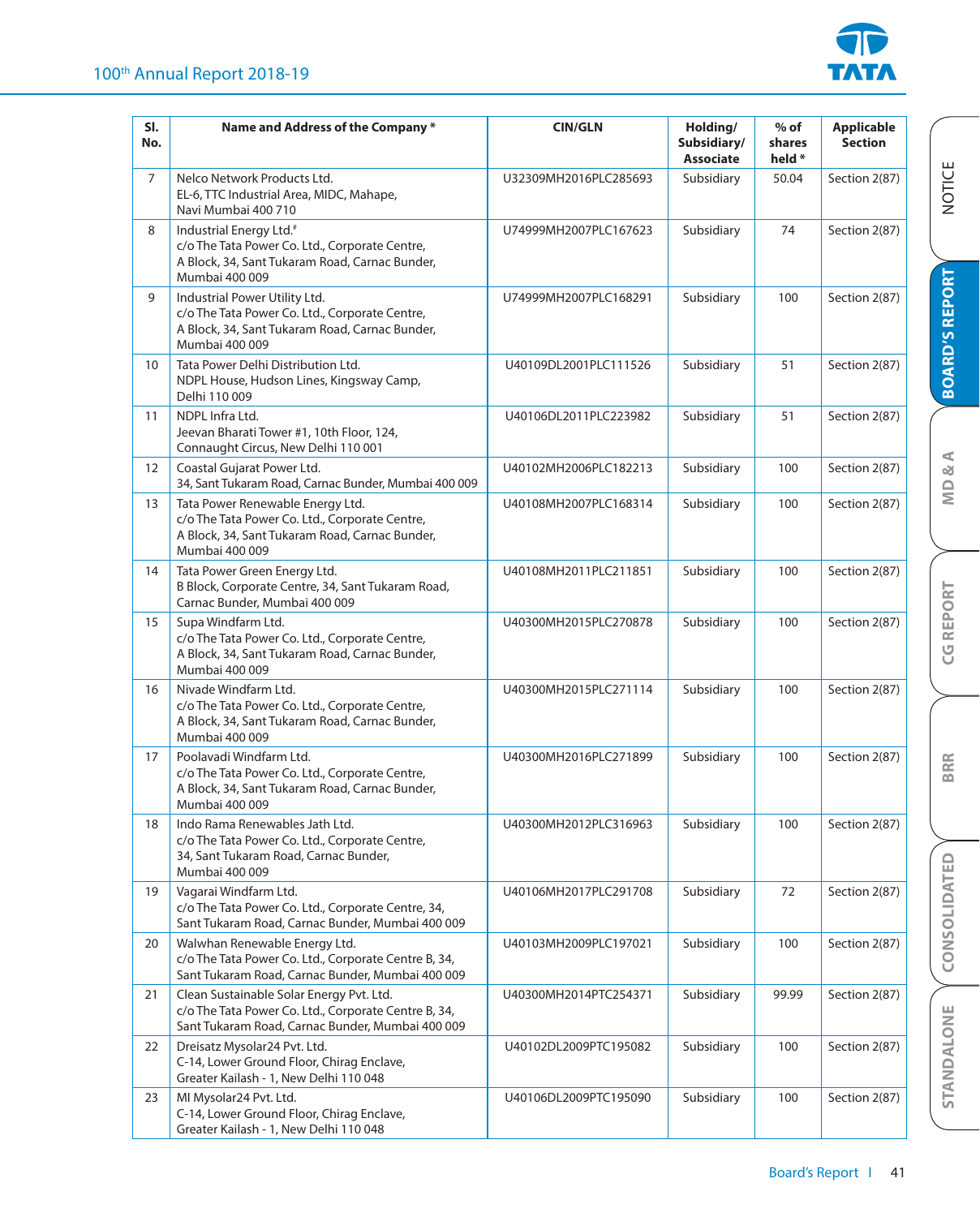| Sl. No. | Name and Address of the Company * | CIN/GLN | Holding/ Subsidiary/ Associate | % of shares held * | Applicable Section |
|---|---|---|---|---|---|
| 7 | Nelco Network Products Ltd. EL-6, TTC Industrial Area, MIDC, Mahape, Navi Mumbai 400 710 | U32309MH2016PLC285693 | Subsidiary | 50.04 | Section 2(87) |
| 8 | Industrial Energy Ltd.[#] c/o The Tata Power Co. Ltd., Corporate Centre, A Block, 34, Sant Tukaram Road, Carnac Bunder, Mumbai 400 009 | U74999MH2007PLC167623 | Subsidiary | 74 | Section 2(87) |
| 9 | Industrial Power Utility Ltd. c/o The Tata Power Co. Ltd., Corporate Centre, A Block, 34, Sant Tukaram Road, Carnac Bunder, Mumbai 400 009 | U74999MH2007PLC168291 | Subsidiary | 100 | Section 2(87) |
| 10 | Tata Power Delhi Distribution Ltd. NDPL House, Hudson Lines, Kingsway Camp, Delhi 110 009 | U40109DL2001PLC111526 | Subsidiary | 51 | Section 2(87) |
| 11 | NDPL Infra Ltd. Jeevan Bharati Tower #1, 10th Floor, 124, Connaught Circus, New Delhi 110 001 | U40106DL2011PLC223982 | Subsidiary | 51 | Section 2(87) |
| 12 | Coastal Gujarat Power Ltd. 34, Sant Tukaram Road, Carnac Bunder, Mumbai 400 009 | U40102MH2006PLC182213 | Subsidiary | 100 | Section 2(87) |
| 13 | Tata Power Renewable Energy Ltd. c/o The Tata Power Co. Ltd., Corporate Centre, A Block, 34, Sant Tukaram Road, Carnac Bunder, Mumbai 400 009 | U40108MH2007PLC168314 | Subsidiary | 100 | Section 2(87) |
| 14 | Tata Power Green Energy Ltd. B Block, Corporate Centre, 34, Sant Tukaram Road, Carnac Bunder, Mumbai 400 009 | U40108MH2011PLC211851 | Subsidiary | 100 | Section 2(87) |
| 15 | Supa Windfarm Ltd. c/o The Tata Power Co. Ltd., Corporate Centre, A Block, 34, Sant Tukaram Road, Carnac Bunder, Mumbai 400 009 | U40300MH2015PLC270878 | Subsidiary | 100 | Section 2(87) |
| 16 | Nivade Windfarm Ltd. c/o The Tata Power Co. Ltd., Corporate Centre, A Block, 34, Sant Tukaram Road, Carnac Bunder, Mumbai 400 009 | U40300MH2015PLC271114 | Subsidiary | 100 | Section 2(87) |
| 17 | Poolavadi Windfarm Ltd. c/o The Tata Power Co. Ltd., Corporate Centre, A Block, 34, Sant Tukaram Road, Carnac Bunder, Mumbai 400 009 | U40300MH2016PLC271899 | Subsidiary | 100 | Section 2(87) |
| 18 | Indo Rama Renewables Jath Ltd. c/o The Tata Power Co. Ltd., Corporate Centre, 34, Sant Tukaram Road, Carnac Bunder, Mumbai 400 009 | U40300MH2012PLC316963 | Subsidiary | 100 | Section 2(87) |
| 19 | Vagarai Windfarm Ltd. c/o The Tata Power Co. Ltd., Corporate Centre, 34, Sant Tukaram Road, Carnac Bunder, Mumbai 400 009 | U40106MH2017PLC291708 | Subsidiary | 72 | Section 2(87) |
| 20 | Walwhan Renewable Energy Ltd. c/o The Tata Power Co. Ltd., Corporate Centre B, 34, Sant Tukaram Road, Carnac Bunder, Mumbai 400 009 | U40103MH2009PLC197021 | Subsidiary | 100 | Section 2(87) |
| 21 | Clean Sustainable Solar Energy Pvt. Ltd. c/o The Tata Power Co. Ltd., Corporate Centre B, 34, Sant Tukaram Road, Carnac Bunder, Mumbai 400 009 | U40300MH2014PTC254371 | Subsidiary | 99.99 | Section 2(87) |
| 22 | Dreisatz Mysolar24 Pvt. Ltd. C-14, Lower Ground Floor, Chirag Enclave, Greater Kailash - 1, New Delhi 110 048 | U40102DL2009PTC195082 | Subsidiary | 100 | Section 2(87) |
| 23 | MI Mysolar24 Pvt. Ltd. C-14, Lower Ground Floor, Chirag Enclave, Greater Kailash - 1, New Delhi 110 048 | U40106DL2009PTC195090 | Subsidiary | 100 | Section 2(87) |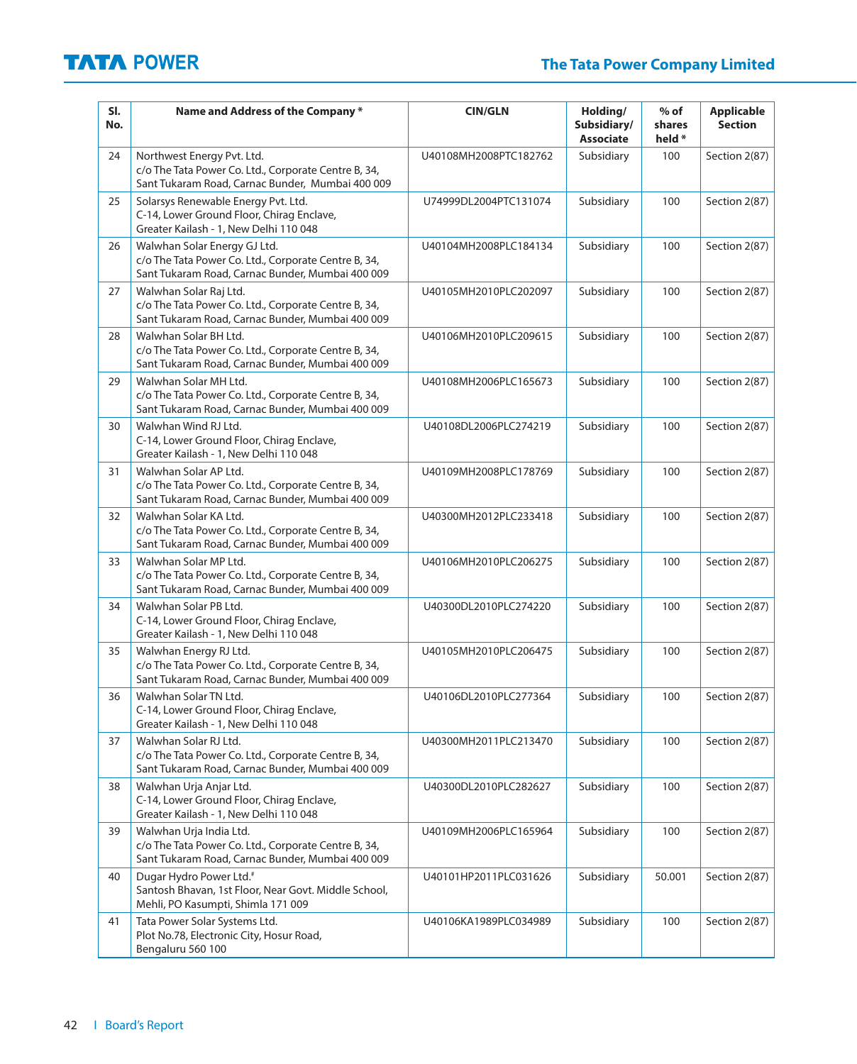| Sl. No. | Name and Address of the Company * | CIN/GLN | Holding/ Subsidiary/ Associate | % of shares held * | Applicable Section |
|---|---|---|---|---|---|
| 24 | Northwest Energy Pvt. Ltd.<br>c/o The Tata Power Co. Ltd., Corporate Centre B, 34, Sant Tukaram Road, Carnac Bunder, Mumbai 400 009 | U40108MH2008PTC182762 | Subsidiary | 100 | Section 2(87) |
| 25 | Solarsys Renewable Energy Pvt. Ltd.<br>C-14, Lower Ground Floor, Chirag Enclave, Greater Kailash - 1, New Delhi 110 048 | U74999DL2004PTC131074 | Subsidiary | 100 | Section 2(87) |
| 26 | Walwhan Solar Energy GJ Ltd.<br>c/o The Tata Power Co. Ltd., Corporate Centre B, 34, Sant Tukaram Road, Carnac Bunder, Mumbai 400 009 | U40104MH2008PLC184134 | Subsidiary | 100 | Section 2(87) |
| 27 | Walwhan Solar Raj Ltd.<br>c/o The Tata Power Co. Ltd., Corporate Centre B, 34, Sant Tukaram Road, Carnac Bunder, Mumbai 400 009 | U40105MH2010PLC202097 | Subsidiary | 100 | Section 2(87) |
| 28 | Walwhan Solar BH Ltd.<br>c/o The Tata Power Co. Ltd., Corporate Centre B, 34, Sant Tukaram Road, Carnac Bunder, Mumbai 400 009 | U40106MH2010PLC209615 | Subsidiary | 100 | Section 2(87) |
| 29 | Walwhan Solar MH Ltd.<br>c/o The Tata Power Co. Ltd., Corporate Centre B, 34, Sant Tukaram Road, Carnac Bunder, Mumbai 400 009 | U40108MH2006PLC165673 | Subsidiary | 100 | Section 2(87) |
| 30 | Walwhan Wind RJ Ltd.<br>C-14, Lower Ground Floor, Chirag Enclave, Greater Kailash - 1, New Delhi 110 048 | U40108DL2006PLC274219 | Subsidiary | 100 | Section 2(87) |
| 31 | Walwhan Solar AP Ltd.<br>c/o The Tata Power Co. Ltd., Corporate Centre B, 34, Sant Tukaram Road, Carnac Bunder, Mumbai 400 009 | U40109MH2008PLC178769 | Subsidiary | 100 | Section 2(87) |
| 32 | Walwhan Solar KA Ltd.<br>c/o The Tata Power Co. Ltd., Corporate Centre B, 34, Sant Tukaram Road, Carnac Bunder, Mumbai 400 009 | U40300MH2012PLC233418 | Subsidiary | 100 | Section 2(87) |
| 33 | Walwhan Solar MP Ltd.<br>c/o The Tata Power Co. Ltd., Corporate Centre B, 34, Sant Tukaram Road, Carnac Bunder, Mumbai 400 009 | U40106MH2010PLC206275 | Subsidiary | 100 | Section 2(87) |
| 34 | Walwhan Solar PB Ltd.<br>C-14, Lower Ground Floor, Chirag Enclave, Greater Kailash - 1, New Delhi 110 048 | U40300DL2010PLC274220 | Subsidiary | 100 | Section 2(87) |
| 35 | Walwhan Energy RJ Ltd.<br>c/o The Tata Power Co. Ltd., Corporate Centre B, 34, Sant Tukaram Road, Carnac Bunder, Mumbai 400 009 | U40105MH2010PLC206475 | Subsidiary | 100 | Section 2(87) |
| 36 | Walwhan Solar TN Ltd.<br>C-14, Lower Ground Floor, Chirag Enclave, Greater Kailash - 1, New Delhi 110 048 | U40106DL2010PLC277364 | Subsidiary | 100 | Section 2(87) |
| 37 | Walwhan Solar RJ Ltd.<br>c/o The Tata Power Co. Ltd., Corporate Centre B, 34, Sant Tukaram Road, Carnac Bunder, Mumbai 400 009 | U40300MH2011PLC213470 | Subsidiary | 100 | Section 2(87) |
| 38 | Walwhan Urja Anjar Ltd.<br>C-14, Lower Ground Floor, Chirag Enclave, Greater Kailash - 1, New Delhi 110 048 | U40300DL2010PLC282627 | Subsidiary | 100 | Section 2(87) |
| 39 | Walwhan Urja India Ltd.<br>c/o The Tata Power Co. Ltd., Corporate Centre B, 34, Sant Tukaram Road, Carnac Bunder, Mumbai 400 009 | U40109MH2006PLC165964 | Subsidiary | 100 | Section 2(87) |
| 40 | Dugar Hydro Power Ltd.#<br>Santosh Bhavan, 1st Floor, Near Govt. Middle School, Mehli, PO Kasumpti, Shimla 171 009 | U40101HP2011PLC031626 | Subsidiary | 50.001 | Section 2(87) |
| 41 | Tata Power Solar Systems Ltd.<br>Plot No.78, Electronic City, Hosur Road, Bengaluru 560 100 | U40106KA1989PLC034989 | Subsidiary | 100 | Section 2(87) |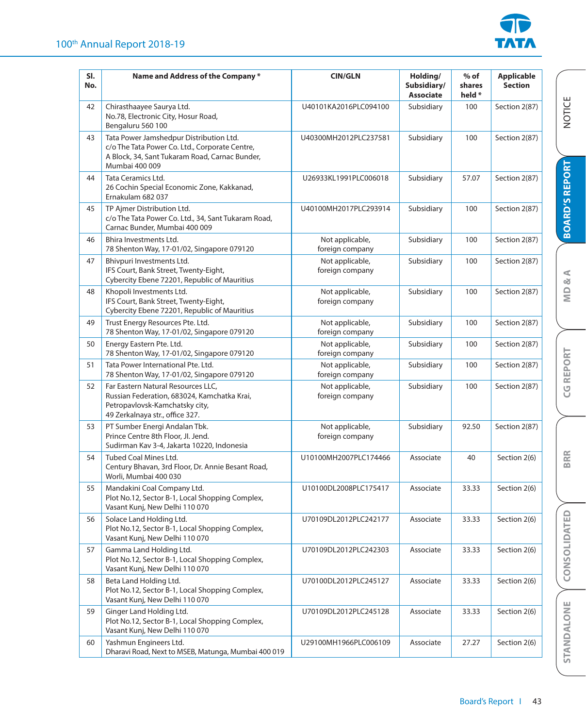| Sl. No. | Name and Address of the Company * | CIN/GLN | Holding/ Subsidiary/ Associate | % of shares held * | Applicable Section |
|---|---|---|---|---|---|
| 42 | Chirasthaayee Saurya Ltd.<br>No.78, Electronic City, Hosur Road,<br>Bengaluru 560 100 | U40101KA2016PLC094100 | Subsidiary | 100 | Section 2(87) |
| 43 | Tata Power Jamshedpur Distribution Ltd.<br>c/o The Tata Power Co. Ltd., Corporate Centre,<br>A Block, 34, Sant Tukaram Road, Carnac Bunder,<br>Mumbai 400 009 | U40300MH2012PLC237581 | Subsidiary | 100 | Section 2(87) |
| 44 | Tata Ceramics Ltd.<br>26 Cochin Special Economic Zone, Kakkanad,<br>Ernakulam 682 037 | U26933KL1991PLC006018 | Subsidiary | 57.07 | Section 2(87) |
| 45 | TP Ajmer Distribution Ltd.<br>c/o The Tata Power Co. Ltd., 34, Sant Tukaram Road,<br>Carnac Bunder, Mumbai 400 009 | U40100MH2017PLC293914 | Subsidiary | 100 | Section 2(87) |
| 46 | Bhira Investments Ltd.<br>78 Shenton Way, 17-01/02, Singapore 079120 | Not applicable, foreign company | Subsidiary | 100 | Section 2(87) |
| 47 | Bhivpuri Investments Ltd.<br>IFS Court, Bank Street, Twenty-Eight,<br>Cybercity Ebene 72201, Republic of Mauritius | Not applicable, foreign company | Subsidiary | 100 | Section 2(87) |
| 48 | Khopoli Investments Ltd.<br>IFS Court, Bank Street, Twenty-Eight,<br>Cybercity Ebene 72201, Republic of Mauritius | Not applicable, foreign company | Subsidiary | 100 | Section 2(87) |
| 49 | Trust Energy Resources Pte. Ltd.<br>78 Shenton Way, 17-01/02, Singapore 079120 | Not applicable, foreign company | Subsidiary | 100 | Section 2(87) |
| 50 | Energy Eastern Pte. Ltd.<br>78 Shenton Way, 17-01/02, Singapore 079120 | Not applicable, foreign company | Subsidiary | 100 | Section 2(87) |
| 51 | Tata Power International Pte. Ltd.<br>78 Shenton Way, 17-01/02, Singapore 079120 | Not applicable, foreign company | Subsidiary | 100 | Section 2(87) |
| 52 | Far Eastern Natural Resources LLC,<br>Russian Federation, 683024, Kamchatka Krai,<br>Petropavlovsk-Kamchatsky city,<br>49 Zerkalnaya str., office 327. | Not applicable, foreign company | Subsidiary | 100 | Section 2(87) |
| 53 | PT Sumber Energi Andalan Tbk.<br>Prince Centre 8th Floor, Jl. Jend.<br>Sudirman Kav 3-4, Jakarta 10220, Indonesia | Not applicable, foreign company | Subsidiary | 92.50 | Section 2(87) |
| 54 | Tubed Coal Mines Ltd.<br>Century Bhavan, 3rd Floor, Dr. Annie Besant Road,<br>Worli, Mumbai 400 030 | U10100MH2007PLC174466 | Associate | 40 | Section 2(6) |
| 55 | Mandakini Coal Company Ltd.<br>Plot No.12, Sector B-1, Local Shopping Complex,<br>Vasant Kunj, New Delhi 110 070 | U10100DL2008PLC175417 | Associate | 33.33 | Section 2(6) |
| 56 | Solace Land Holding Ltd.<br>Plot No.12, Sector B-1, Local Shopping Complex,<br>Vasant Kunj, New Delhi 110 070 | U70109DL2012PLC242177 | Associate | 33.33 | Section 2(6) |
| 57 | Gamma Land Holding Ltd.<br>Plot No.12, Sector B-1, Local Shopping Complex,<br>Vasant Kunj, New Delhi 110 070 | U70109DL2012PLC242303 | Associate | 33.33 | Section 2(6) |
| 58 | Beta Land Holding Ltd.<br>Plot No.12, Sector B-1, Local Shopping Complex,<br>Vasant Kunj, New Delhi 110 070 | U70100DL2012PLC245127 | Associate | 33.33 | Section 2(6) |
| 59 | Ginger Land Holding Ltd.<br>Plot No.12, Sector B-1, Local Shopping Complex,<br>Vasant Kunj, New Delhi 110 070 | U70109DL2012PLC245128 | Associate | 33.33 | Section 2(6) |
| 60 | Yashmun Engineers Ltd.<br>Dharavi Road, Next to MSEB, Matunga, Mumbai 400 019 | U29100MH1966PLC006109 | Associate | 27.27 | Section 2(6) |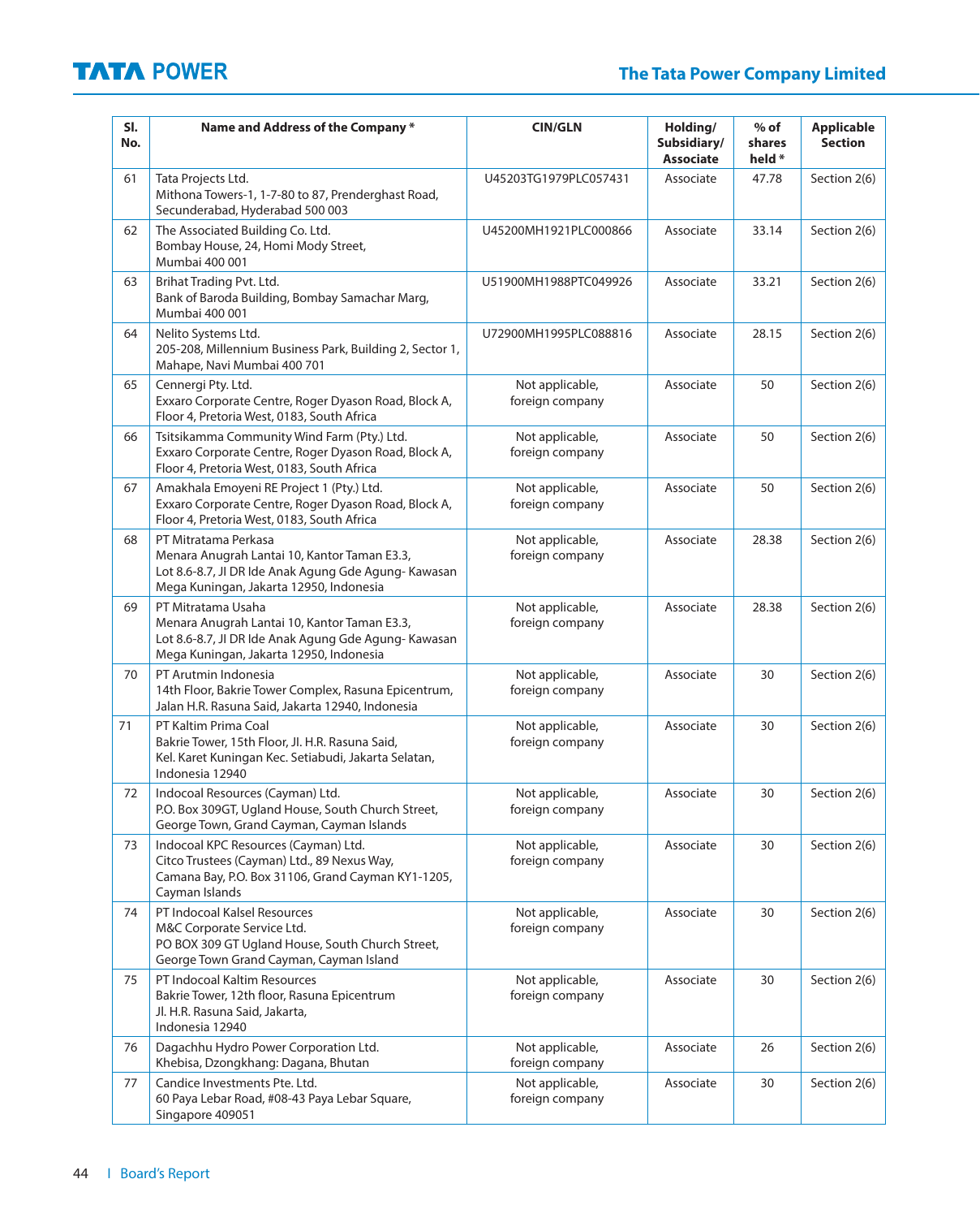| Sl. No. | Name and Address of the Company * | CIN/GLN | Holding/ Subsidiary/ Associate | % of shares held * | Applicable Section |
|---|---|---|---|---|---|
| 61 | Tata Projects Ltd.<br>Mithona Towers-1, 1-7-80 to 87, Prenderghast Road, Secunderabad, Hyderabad 500 003 | U45203TG1979PLC057431 | Associate | 47.78 | Section 2(6) |
| 62 | The Associated Building Co. Ltd.<br>Bombay House, 24, Homi Mody Street, Mumbai 400 001 | U45200MH1921PLC000866 | Associate | 33.14 | Section 2(6) |
| 63 | Brihat Trading Pvt. Ltd.<br>Bank of Baroda Building, Bombay Samachar Marg, Mumbai 400 001 | U51900MH1988PTC049926 | Associate | 33.21 | Section 2(6) |
| 64 | Nelito Systems Ltd.<br>205-208, Millennium Business Park, Building 2, Sector 1, Mahape, Navi Mumbai 400 701 | U72900MH1995PLC088816 | Associate | 28.15 | Section 2(6) |
| 65 | Cennergi Pty. Ltd.<br>Exxaro Corporate Centre, Roger Dyason Road, Block A, Floor 4, Pretoria West, 0183, South Africa | Not applicable, foreign company | Associate | 50 | Section 2(6) |
| 66 | Tsitsikamma Community Wind Farm (Pty.) Ltd.<br>Exxaro Corporate Centre, Roger Dyason Road, Block A, Floor 4, Pretoria West, 0183, South Africa | Not applicable, foreign company | Associate | 50 | Section 2(6) |
| 67 | Amakhala Emoyeni RE Project 1 (Pty.) Ltd.<br>Exxaro Corporate Centre, Roger Dyason Road, Block A, Floor 4, Pretoria West, 0183, South Africa | Not applicable, foreign company | Associate | 50 | Section 2(6) |
| 68 | PT Mitratama Perkasa<br>Menara Anugrah Lantai 10, Kantor Taman E3.3, Lot 8.6-8.7, Jl DR Ide Anak Agung Gde Agung- Kawasan Mega Kuningan, Jakarta 12950, Indonesia | Not applicable, foreign company | Associate | 28.38 | Section 2(6) |
| 69 | PT Mitratama Usaha<br>Menara Anugrah Lantai 10, Kantor Taman E3.3, Lot 8.6-8.7, Jl DR Ide Anak Agung Gde Agung- Kawasan Mega Kuningan, Jakarta 12950, Indonesia | Not applicable, foreign company | Associate | 28.38 | Section 2(6) |
| 70 | PT Arutmin Indonesia<br>14th Floor, Bakrie Tower Complex, Rasuna Epicentrum, Jalan H.R. Rasuna Said, Jakarta 12940, Indonesia | Not applicable, foreign company | Associate | 30 | Section 2(6) |
| 71 | PT Kaltim Prima Coal<br>Bakrie Tower, 15th Floor, Jl. H.R. Rasuna Said, Kel. Karet Kuningan Kec. Setiabudi, Jakarta Selatan, Indonesia 12940 | Not applicable, foreign company | Associate | 30 | Section 2(6) |
| 72 | Indocoal Resources (Cayman) Ltd.<br>P.O. Box 309GT, Ugland House, South Church Street, George Town, Grand Cayman, Cayman Islands | Not applicable, foreign company | Associate | 30 | Section 2(6) |
| 73 | Indocoal KPC Resources (Cayman) Ltd.<br>Citco Trustees (Cayman) Ltd., 89 Nexus Way, Camana Bay, P.O. Box 31106, Grand Cayman KY1-1205, Cayman Islands | Not applicable, foreign company | Associate | 30 | Section 2(6) |
| 74 | PT Indocoal Kalsel Resources<br>M&C Corporate Service Ltd.<br>PO BOX 309 GT Ugland House, South Church Street, George Town Grand Cayman, Cayman Island | Not applicable, foreign company | Associate | 30 | Section 2(6) |
| 75 | PT Indocoal Kaltim Resources<br>Bakrie Tower, 12th floor, Rasuna Epicentrum Jl. H.R. Rasuna Said, Jakarta, Indonesia 12940 | Not applicable, foreign company | Associate | 30 | Section 2(6) |
| 76 | Dagachhu Hydro Power Corporation Ltd.<br>Khebisa, Dzongkhang: Dagana, Bhutan | Not applicable, foreign company | Associate | 26 | Section 2(6) |
| 77 | Candice Investments Pte. Ltd.<br>60 Paya Lebar Road, #08-43 Paya Lebar Square, Singapore 409051 | Not applicable, foreign company | Associate | 30 | Section 2(6) |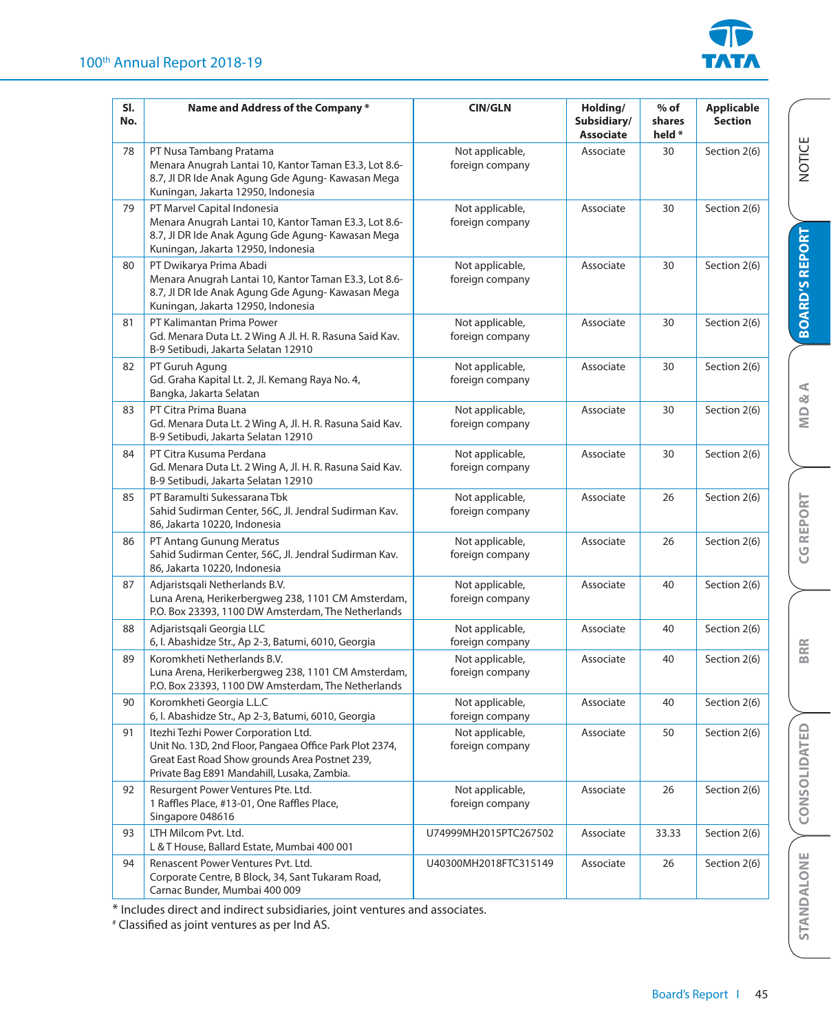| Sl. No. | Name and Address of the Company * | CIN/GLN | Holding/ Subsidiary/ Associate | % of shares held * | Applicable Section |
|---|---|---|---|---|---|
| 78 | PT Nusa Tambang Pratama<br>Menara Anugrah Lantai 10, Kantor Taman E3.3, Lot 8.6-8.7, Jl DR Ide Anak Agung Gde Agung- Kawasan Mega Kuningan, Jakarta 12950, Indonesia | Not applicable, foreign company | Associate | 30 | Section 2(6) |
| 79 | PT Marvel Capital Indonesia<br>Menara Anugrah Lantai 10, Kantor Taman E3.3, Lot 8.6-8.7, Jl DR Ide Anak Agung Gde Agung- Kawasan Mega Kuningan, Jakarta 12950, Indonesia | Not applicable, foreign company | Associate | 30 | Section 2(6) |
| 80 | PT Dwikarya Prima Abadi<br>Menara Anugrah Lantai 10, Kantor Taman E3.3, Lot 8.6-8.7, Jl DR Ide Anak Agung Gde Agung- Kawasan Mega Kuningan, Jakarta 12950, Indonesia | Not applicable, foreign company | Associate | 30 | Section 2(6) |
| 81 | PT Kalimantan Prima Power<br>Gd. Menara Duta Lt. 2 Wing A Jl. H. R. Rasuna Said Kav. B-9 Setibudi, Jakarta Selatan 12910 | Not applicable, foreign company | Associate | 30 | Section 2(6) |
| 82 | PT Guruh Agung<br>Gd. Graha Kapital Lt. 2, Jl. Kemang Raya No. 4, Bangka, Jakarta Selatan | Not applicable, foreign company | Associate | 30 | Section 2(6) |
| 83 | PT Citra Prima Buana<br>Gd. Menara Duta Lt. 2 Wing A, Jl. H. R. Rasuna Said Kav. B-9 Setibudi, Jakarta Selatan 12910 | Not applicable, foreign company | Associate | 30 | Section 2(6) |
| 84 | PT Citra Kusuma Perdana<br>Gd. Menara Duta Lt. 2 Wing A, Jl. H. R. Rasuna Said Kav. B-9 Setibudi, Jakarta Selatan 12910 | Not applicable, foreign company | Associate | 30 | Section 2(6) |
| 85 | PT Baramulti Sukessarana Tbk<br>Sahid Sudirman Center, 56C, Jl. Jendral Sudirman Kav. 86, Jakarta 10220, Indonesia | Not applicable, foreign company | Associate | 26 | Section 2(6) |
| 86 | PT Antang Gunung Meratus<br>Sahid Sudirman Center, 56C, Jl. Jendral Sudirman Kav. 86, Jakarta 10220, Indonesia | Not applicable, foreign company | Associate | 26 | Section 2(6) |
| 87 | Adjaristsqali Netherlands B.V.<br>Luna Arena, Herikerbergweg 238, 1101 CM Amsterdam, P.O. Box 23393, 1100 DW Amsterdam, The Netherlands | Not applicable, foreign company | Associate | 40 | Section 2(6) |
| 88 | Adjaristsqali Georgia LLC<br>6, I. Abashidze Str., Ap 2-3, Batumi, 6010, Georgia | Not applicable, foreign company | Associate | 40 | Section 2(6) |
| 89 | Koromkheti Netherlands B.V.<br>Luna Arena, Herikerbergweg 238, 1101 CM Amsterdam, P.O. Box 23393, 1100 DW Amsterdam, The Netherlands | Not applicable, foreign company | Associate | 40 | Section 2(6) |
| 90 | Koromkheti Georgia L.L.C<br>6, I. Abashidze Str., Ap 2-3, Batumi, 6010, Georgia | Not applicable, foreign company | Associate | 40 | Section 2(6) |
| 91 | Itezhi Tezhi Power Corporation Ltd.<br>Unit No. 13D, 2nd Floor, Pangaea Office Park Plot 2374, Great East Road Show grounds Area Postnet 239, Private Bag E891 Mandahill, Lusaka, Zambia. | Not applicable, foreign company | Associate | 50 | Section 2(6) |
| 92 | Resurgent Power Ventures Pte. Ltd.<br>1 Raffles Place, #13-01, One Raffles Place, Singapore 048616 | Not applicable, foreign company | Associate | 26 | Section 2(6) |
| 93 | LTH Milcom Pvt. Ltd.<br>L & T House, Ballard Estate, Mumbai 400 001 | U74999MH2015PTC267502 | Associate | 33.33 | Section 2(6) |
| 94 | Renascent Power Ventures Pvt. Ltd.<br>Corporate Centre, B Block, 34, Sant Tukaram Road, Carnac Bunder, Mumbai 400 009 | U40300MH2018FTC315149 | Associate | 26 | Section 2(6) |

\* Includes direct and indirect subsidiaries, joint ventures and associates.

# Classified as joint ventures as per Ind AS.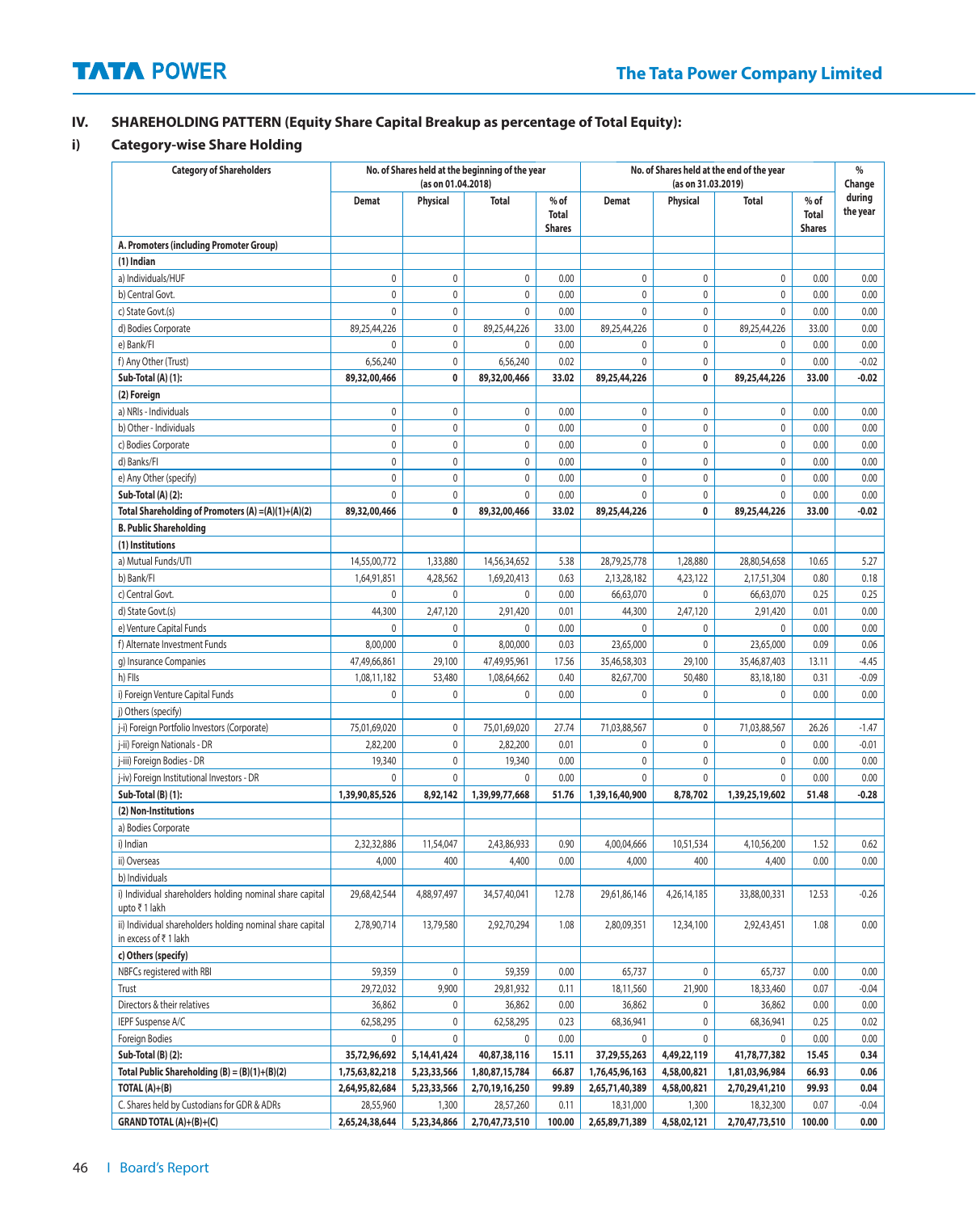## IV. SHAREHOLDING PATTERN (Equity Share Capital Breakup as percentage of Total Equity):

### i) Category-wise Share Holding

| Category of Shareholders | No. of Shares held at the beginning of the year (as on 01.04.2018) | | | | No. of Shares held at the end of the year (as on 31.03.2019) | | | | % Change during the year |
|---|---|---|---|---|---|---|---|---|---|
| | Demat | Physical | Total | % of Total Shares | Demat | Physical | Total | % of Total Shares | |
| **A. Promoters (including Promoter Group)** | | | | | | | | | |
| **(1) Indian** | | | | | | | | | |
| a) Individuals/HUF | 0 | 0 | 0 | 0.00 | 0 | 0 | 0 | 0.00 | 0.00 |
| b) Central Govt. | 0 | 0 | 0 | 0.00 | 0 | 0 | 0 | 0.00 | 0.00 |
| c) State Govt.(s) | 0 | 0 | 0 | 0.00 | 0 | 0 | 0 | 0.00 | 0.00 |
| d) Bodies Corporate | 89,25,44,226 | 0 | 89,25,44,226 | 33.00 | 89,25,44,226 | 0 | 89,25,44,226 | 33.00 | 0.00 |
| e) Bank/FI | 0 | 0 | 0 | 0.00 | 0 | 0 | 0 | 0.00 | 0.00 |
| f) Any Other (Trust) | 6,56,240 | 0 | 6,56,240 | 0.02 | 0 | 0 | 0 | 0.00 | -0.02 |
| **Sub-Total (A) (1):** | **89,32,00,466** | **0** | **89,32,00,466** | **33.02** | **89,25,44,226** | **0** | **89,25,44,226** | **33.00** | **-0.02** |
| **(2) Foreign** | | | | | | | | | |
| a) NRIs - Individuals | 0 | 0 | 0 | 0.00 | 0 | 0 | 0 | 0.00 | 0.00 |
| b) Other - Individuals | 0 | 0 | 0 | 0.00 | 0 | 0 | 0 | 0.00 | 0.00 |
| c) Bodies Corporate | 0 | 0 | 0 | 0.00 | 0 | 0 | 0 | 0.00 | 0.00 |
| d) Banks/FI | 0 | 0 | 0 | 0.00 | 0 | 0 | 0 | 0.00 | 0.00 |
| e) Any Other (specify) | 0 | 0 | 0 | 0.00 | 0 | 0 | 0 | 0.00 | 0.00 |
| **Sub-Total (A) (2):** | 0 | 0 | 0 | 0.00 | 0 | 0 | 0 | 0.00 | 0.00 |
| **Total Shareholding of Promoters (A) =(A)(1)+(A)(2)** | **89,32,00,466** | **0** | **89,32,00,466** | **33.02** | **89,25,44,226** | **0** | **89,25,44,226** | **33.00** | **-0.02** |
| **B. Public Shareholding** | | | | | | | | | |
| **(1) Institutions** | | | | | | | | | |
| a) Mutual Funds/UTI | 14,55,00,772 | 1,33,880 | 14,56,34,652 | 5.38 | 28,79,25,778 | 1,28,880 | 28,80,54,658 | 10.65 | 5.27 |
| b) Bank/FI | 1,64,91,851 | 4,28,562 | 1,69,20,413 | 0.63 | 2,13,28,182 | 4,23,122 | 2,17,51,304 | 0.80 | 0.18 |
| c) Central Govt. | 0 | 0 | 0 | 0.00 | 66,63,070 | 0 | 66,63,070 | 0.25 | 0.25 |
| d) State Govt.(s) | 44,300 | 2,47,120 | 2,91,420 | 0.01 | 44,300 | 2,47,120 | 2,91,420 | 0.01 | 0.00 |
| e) Venture Capital Funds | 0 | 0 | 0 | 0.00 | 0 | 0 | 0 | 0.00 | 0.00 |
| f) Alternate Investment Funds | 8,00,000 | 0 | 8,00,000 | 0.03 | 23,65,000 | 0 | 23,65,000 | 0.09 | 0.06 |
| g) Insurance Companies | 47,49,66,861 | 29,100 | 47,49,95,961 | 17.56 | 35,46,58,303 | 29,100 | 35,46,87,403 | 13.11 | -4.45 |
| h) FIIs | 1,08,11,182 | 53,480 | 1,08,64,662 | 0.40 | 82,67,700 | 50,480 | 83,18,180 | 0.31 | -0.09 |
| i) Foreign Venture Capital Funds | 0 | 0 | 0 | 0.00 | 0 | 0 | 0 | 0.00 | 0.00 |
| j) Others (specify) | | | | | | | | | |
| j-i) Foreign Portfolio Investors (Corporate) | 75,01,69,020 | 0 | 75,01,69,020 | 27.74 | 71,03,88,567 | 0 | 71,03,88,567 | 26.26 | -1.47 |
| j-ii) Foreign Nationals - DR | 2,82,200 | 0 | 2,82,200 | 0.01 | 0 | 0 | 0 | 0.00 | -0.01 |
| j-iii) Foreign Bodies - DR | 19,340 | 0 | 19,340 | 0.00 | 0 | 0 | 0 | 0.00 | 0.00 |
| j-iv) Foreign Institutional Investors - DR | 0 | 0 | 0 | 0.00 | 0 | 0 | 0 | 0.00 | 0.00 |
| **Sub-Total (B) (1):** | **1,39,90,85,526** | **8,92,142** | **1,39,99,77,668** | **51.76** | **1,39,16,40,900** | **8,78,702** | **1,39,25,19,602** | **51.48** | **-0.28** |
| **(2) Non-Institutions** | | | | | | | | | |
| a) Bodies Corporate | | | | | | | | | |
| i) Indian | 2,32,32,886 | 11,54,047 | 2,43,86,933 | 0.90 | 4,00,04,666 | 10,51,534 | 4,10,56,200 | 1.52 | 0.62 |
| ii) Overseas | 4,000 | 400 | 4,400 | 0.00 | 4,000 | 400 | 4,400 | 0.00 | 0.00 |
| b) Individuals | | | | | | | | | |
| i) Individual shareholders holding nominal share capital upto ₹ 1 lakh | 29,68,42,544 | 4,88,97,497 | 34,57,40,041 | 12.78 | 29,61,86,146 | 4,26,14,185 | 33,88,00,331 | 12.53 | -0.26 |
| ii) Individual shareholders holding nominal share capital in excess of ₹ 1 lakh | 2,78,90,714 | 13,79,580 | 2,92,70,294 | 1.08 | 2,80,09,351 | 12,34,100 | 2,92,43,451 | 1.08 | 0.00 |
| **c) Others (specify)** | | | | | | | | | |
| NBFCs registered with RBI | 59,359 | 0 | 59,359 | 0.00 | 65,737 | 0 | 65,737 | 0.00 | 0.00 |
| Trust | 29,72,032 | 9,900 | 29,81,932 | 0.11 | 18,11,560 | 21,900 | 18,33,460 | 0.07 | -0.04 |
| Directors & their relatives | 36,862 | 0 | 36,862 | 0.00 | 36,862 | 0 | 36,862 | 0.00 | 0.00 |
| IEPF Suspense A/C | 62,58,295 | 0 | 62,58,295 | 0.23 | 68,36,941 | 0 | 68,36,941 | 0.25 | 0.02 |
| Foreign Bodies | 0 | 0 | 0 | 0.00 | 0 | 0 | 0 | 0.00 | 0.00 |
| **Sub-Total (B) (2):** | **35,72,96,692** | **5,14,41,424** | **40,87,38,116** | **15.11** | **37,29,55,263** | **4,49,22,119** | **41,78,77,382** | **15.45** | **0.34** |
| **Total Public Shareholding (B) = (B)(1)+(B)(2)** | **1,75,63,82,218** | **5,23,33,566** | **1,80,87,15,784** | **66.87** | **1,76,45,96,163** | **4,58,00,821** | **1,81,03,96,984** | **66.93** | **0.06** |
| **TOTAL (A)+(B)** | **2,64,95,82,684** | **5,23,33,566** | **2,70,19,16,250** | **99.89** | **2,65,71,40,389** | **4,58,00,821** | **2,70,29,41,210** | **99.93** | **0.04** |
| C. Shares held by Custodians for GDR & ADRs | 28,55,960 | 1,300 | 28,57,260 | 0.11 | 18,31,000 | 1,300 | 18,32,300 | 0.07 | -0.04 |
| **GRAND TOTAL (A)+(B)+(C)** | **2,65,24,38,644** | **5,23,34,866** | **2,70,47,73,510** | **100.00** | **2,65,89,71,389** | **4,58,02,121** | **2,70,47,73,510** | **100.00** | **0.00** |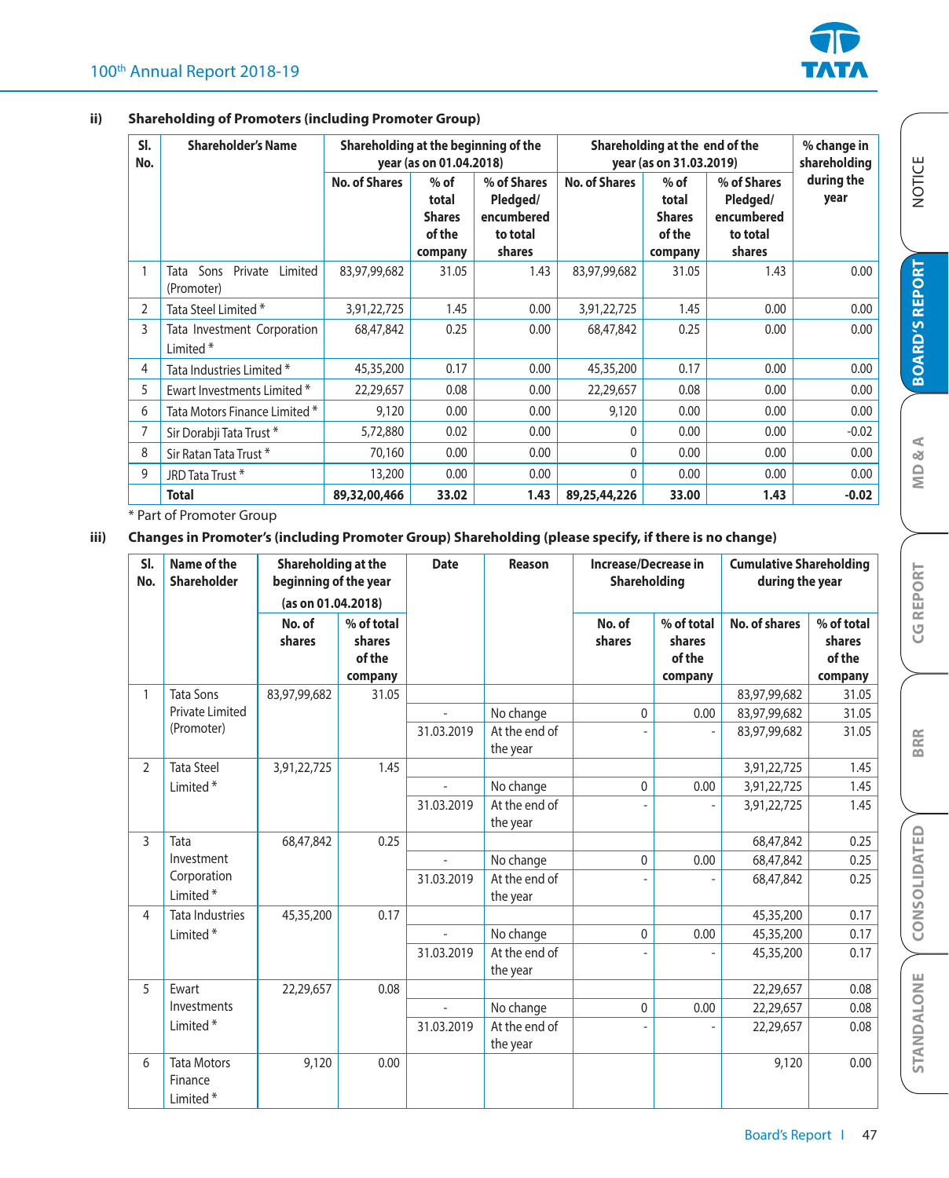**ii) Shareholding of Promoters (including Promoter Group)**

| Sl. No. | Shareholder's Name | Shareholding at the beginning of the year (as on 01.04.2018) | | | Shareholding at the end of the year (as on 31.03.2019) | | | % change in shareholding during the year |
|---|---|---|---|---|---|---|---|---|
| | | No. of Shares | % of total Shares of the company | % of Shares Pledged/ encumbered to total shares | No. of Shares | % of total Shares of the company | % of Shares Pledged/ encumbered to total shares | |
| 1 | Tata Sons Private Limited (Promoter) | 83,97,99,682 | 31.05 | 1.43 | 83,97,99,682 | 31.05 | 1.43 | 0.00 |
| 2 | Tata Steel Limited * | 3,91,22,725 | 1.45 | 0.00 | 3,91,22,725 | 1.45 | 0.00 | 0.00 |
| 3 | Tata Investment Corporation Limited * | 68,47,842 | 0.25 | 0.00 | 68,47,842 | 0.25 | 0.00 | 0.00 |
| 4 | Tata Industries Limited * | 45,35,200 | 0.17 | 0.00 | 45,35,200 | 0.17 | 0.00 | 0.00 |
| 5 | Ewart Investments Limited * | 22,29,657 | 0.08 | 0.00 | 22,29,657 | 0.08 | 0.00 | 0.00 |
| 6 | Tata Motors Finance Limited * | 9,120 | 0.00 | 0.00 | 9,120 | 0.00 | 0.00 | 0.00 |
| 7 | Sir Dorabji Tata Trust * | 5,72,880 | 0.02 | 0.00 | 0 | 0.00 | 0.00 | -0.02 |
| 8 | Sir Ratan Tata Trust * | 70,160 | 0.00 | 0.00 | 0 | 0.00 | 0.00 | 0.00 |
| 9 | JRD Tata Trust * | 13,200 | 0.00 | 0.00 | 0 | 0.00 | 0.00 | 0.00 |
| | **Total** | **89,32,00,466** | **33.02** | **1.43** | **89,25,44,226** | **33.00** | **1.43** | **-0.02** |

\* Part of Promoter Group

**iii) Changes in Promoter's (including Promoter Group) Shareholding (please specify, if there is no change)**

| Sl. No. | Name of the Shareholder | Shareholding at the beginning of the year (as on 01.04.2018) | | Date | Reason | Increase/Decrease in Shareholding | | Cumulative Shareholding during the year | |
|---|---|---|---|---|---|---|---|---|---|
| | | No. of shares | % of total shares of the company | | | No. of shares | % of total shares of the company | No. of shares | % of total shares of the company |
| 1 | Tata Sons Private Limited (Promoter) | 83,97,99,682 | 31.05 | | | | | 83,97,99,682 | 31.05 |
| | | | | - | No change | 0 | 0.00 | 83,97,99,682 | 31.05 |
| | | | | 31.03.2019 | At the end of the year | - | - | 83,97,99,682 | 31.05 |
| 2 | Tata Steel Limited * | 3,91,22,725 | 1.45 | | | | | 3,91,22,725 | 1.45 |
| | | | | - | No change | 0 | 0.00 | 3,91,22,725 | 1.45 |
| | | | | 31.03.2019 | At the end of the year | - | - | 3,91,22,725 | 1.45 |
| 3 | Tata Investment Corporation Limited * | 68,47,842 | 0.25 | | | | | 68,47,842 | 0.25 |
| | | | | - | No change | 0 | 0.00 | 68,47,842 | 0.25 |
| | | | | 31.03.2019 | At the end of the year | - | - | 68,47,842 | 0.25 |
| 4 | Tata Industries Limited * | 45,35,200 | 0.17 | | | | | 45,35,200 | 0.17 |
| | | | | - | No change | 0 | 0.00 | 45,35,200 | 0.17 |
| | | | | 31.03.2019 | At the end of the year | - | - | 45,35,200 | 0.17 |
| 5 | Ewart Investments Limited * | 22,29,657 | 0.08 | | | | | 22,29,657 | 0.08 |
| | | | | - | No change | 0 | 0.00 | 22,29,657 | 0.08 |
| | | | | 31.03.2019 | At the end of the year | - | - | 22,29,657 | 0.08 |
| 6 | Tata Motors Finance Limited * | 9,120 | 0.00 | | | | | 9,120 | 0.00 |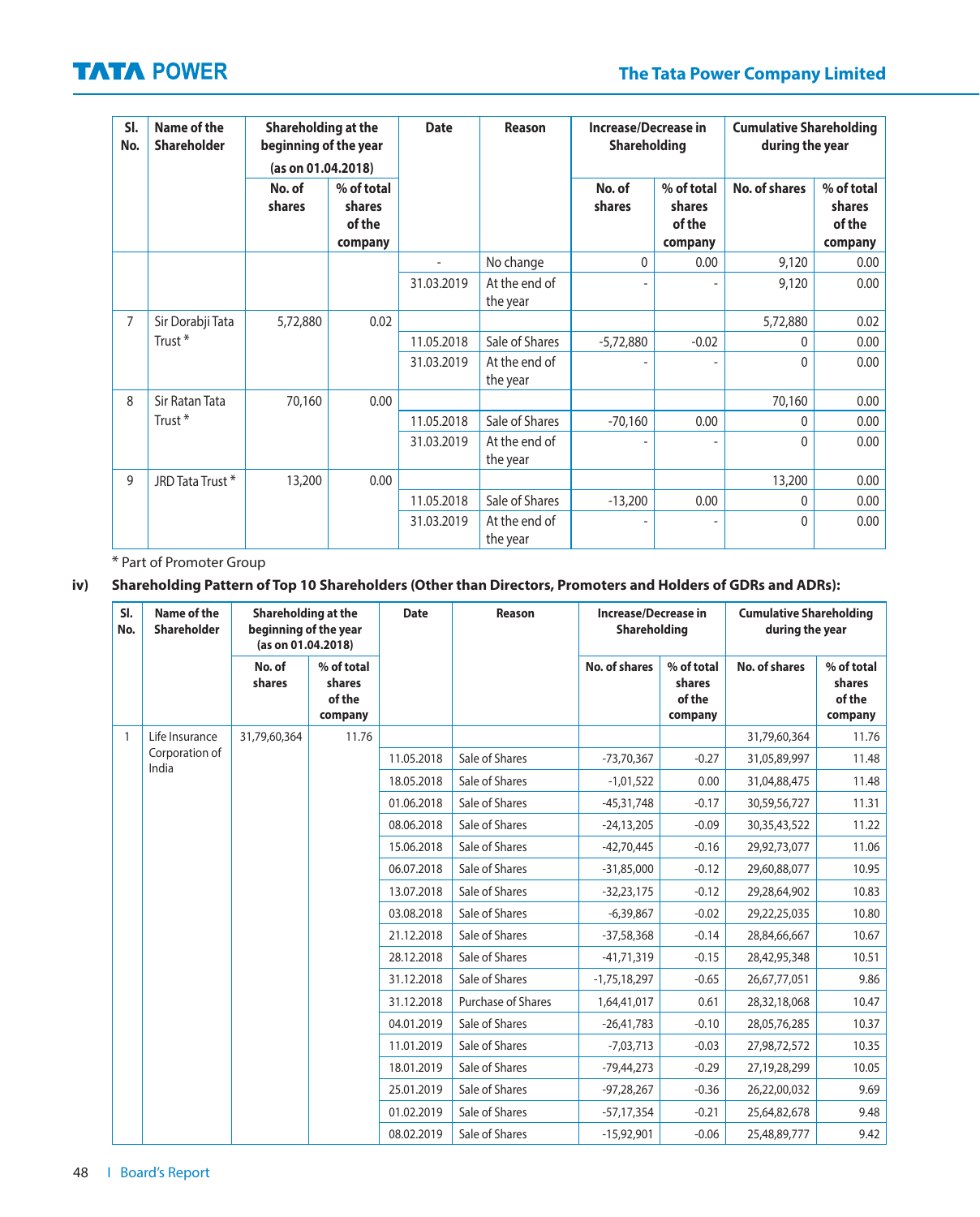| Sl. No. | Name of the Shareholder | Shareholding at the beginning of the year (as on 01.04.2018) | | Date | Reason | Increase/Decrease in Shareholding | | Cumulative Shareholding during the year | |
|---|---|---|---|---|---|---|---|---|---|
| | | No. of shares | % of total shares of the company | | | No. of shares | % of total shares of the company | No. of shares | % of total shares of the company |
| | | | | - | No change | 0 | 0.00 | 9,120 | 0.00 |
| | | | | 31.03.2019 | At the end of the year | - | - | 9,120 | 0.00 |
| 7 | Sir Dorabji Tata Trust * | 5,72,880 | 0.02 | | | | | 5,72,880 | 0.02 |
| | | | | 11.05.2018 | Sale of Shares | -5,72,880 | -0.02 | 0 | 0.00 |
| | | | | 31.03.2019 | At the end of the year | - | - | 0 | 0.00 |
| 8 | Sir Ratan Tata Trust * | 70,160 | 0.00 | | | | | 70,160 | 0.00 |
| | | | | 11.05.2018 | Sale of Shares | -70,160 | 0.00 | 0 | 0.00 |
| | | | | 31.03.2019 | At the end of the year | - | - | 0 | 0.00 |
| 9 | JRD Tata Trust * | 13,200 | 0.00 | | | | | 13,200 | 0.00 |
| | | | | 11.05.2018 | Sale of Shares | -13,200 | 0.00 | 0 | 0.00 |
| | | | | 31.03.2019 | At the end of the year | - | - | 0 | 0.00 |

* Part of Promoter Group

**iv) Shareholding Pattern of Top 10 Shareholders (Other than Directors, Promoters and Holders of GDRs and ADRs):**

| Sl. No. | Name of the Shareholder | Shareholding at the beginning of the year (as on 01.04.2018) | | Date | Reason | Increase/Decrease in Shareholding | | Cumulative Shareholding during the year | |
|---|---|---|---|---|---|---|---|---|---|
| | | No. of shares | % of total shares of the company | | | No. of shares | % of total shares of the company | No. of shares | % of total shares of the company |
| 1 | Life Insurance Corporation of India | 31,79,60,364 | 11.76 | | | | | 31,79,60,364 | 11.76 |
| | | | | 11.05.2018 | Sale of Shares | -73,70,367 | -0.27 | 31,05,89,997 | 11.48 |
| | | | | 18.05.2018 | Sale of Shares | -1,01,522 | 0.00 | 31,04,88,475 | 11.48 |
| | | | | 01.06.2018 | Sale of Shares | -45,31,748 | -0.17 | 30,59,56,727 | 11.31 |
| | | | | 08.06.2018 | Sale of Shares | -24,13,205 | -0.09 | 30,35,43,522 | 11.22 |
| | | | | 15.06.2018 | Sale of Shares | -42,70,445 | -0.16 | 29,92,73,077 | 11.06 |
| | | | | 06.07.2018 | Sale of Shares | -31,85,000 | -0.12 | 29,60,88,077 | 10.95 |
| | | | | 13.07.2018 | Sale of Shares | -32,23,175 | -0.12 | 29,28,64,902 | 10.83 |
| | | | | 03.08.2018 | Sale of Shares | -6,39,867 | -0.02 | 29,22,25,035 | 10.80 |
| | | | | 21.12.2018 | Sale of Shares | -37,58,368 | -0.14 | 28,84,66,667 | 10.67 |
| | | | | 28.12.2018 | Sale of Shares | -41,71,319 | -0.15 | 28,42,95,348 | 10.51 |
| | | | | 31.12.2018 | Sale of Shares | -1,75,18,297 | -0.65 | 26,67,77,051 | 9.86 |
| | | | | 31.12.2018 | Purchase of Shares | 1,64,41,017 | 0.61 | 28,32,18,068 | 10.47 |
| | | | | 04.01.2019 | Sale of Shares | -26,41,783 | -0.10 | 28,05,76,285 | 10.37 |
| | | | | 11.01.2019 | Sale of Shares | -7,03,713 | -0.03 | 27,98,72,572 | 10.35 |
| | | | | 18.01.2019 | Sale of Shares | -79,44,273 | -0.29 | 27,19,28,299 | 10.05 |
| | | | | 25.01.2019 | Sale of Shares | -97,28,267 | -0.36 | 26,22,00,032 | 9.69 |
| | | | | 01.02.2019 | Sale of Shares | -57,17,354 | -0.21 | 25,64,82,678 | 9.48 |
| | | | | 08.02.2019 | Sale of Shares | -15,92,901 | -0.06 | 25,48,89,777 | 9.42 |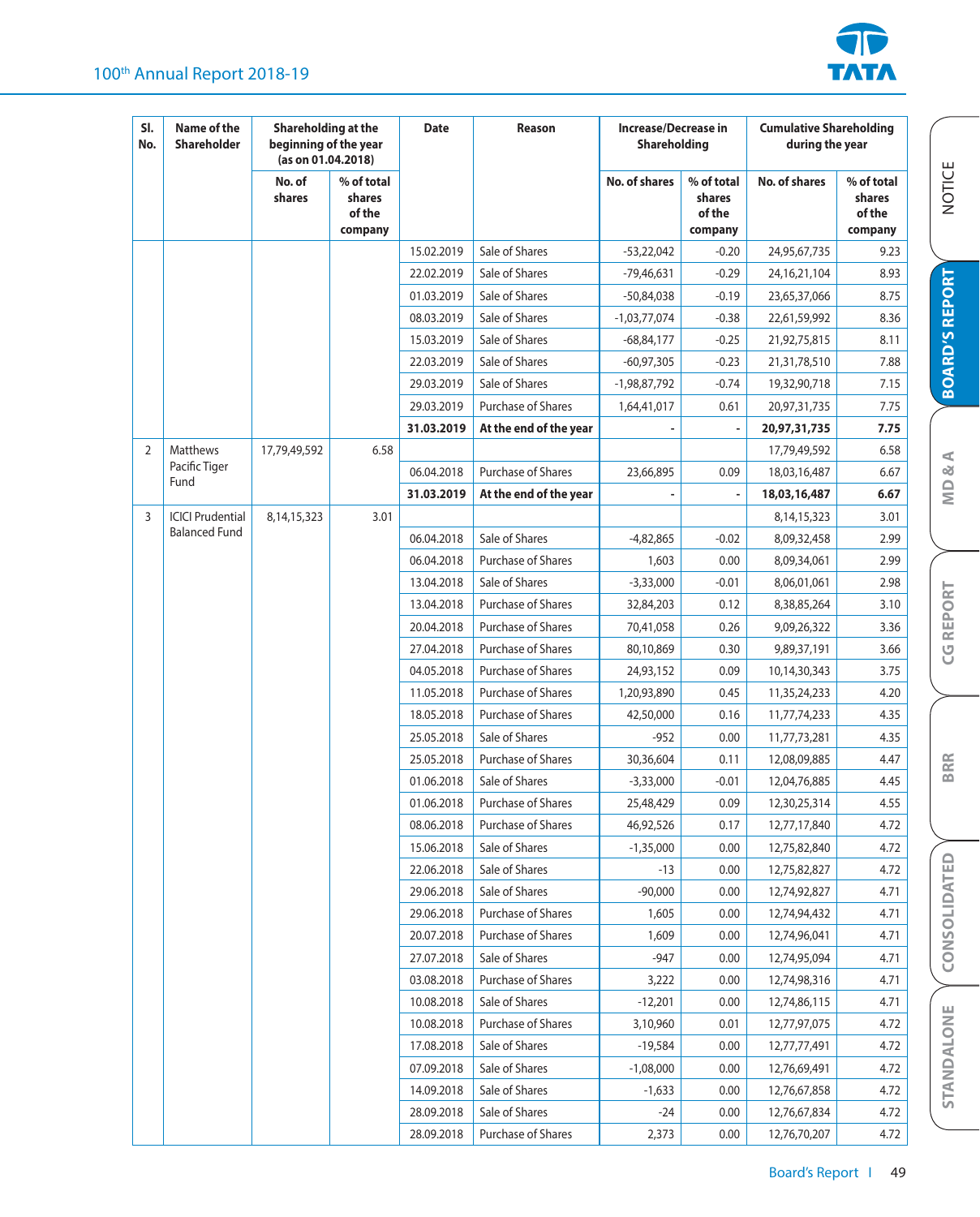| Sl. No. | Name of the Shareholder | Shareholding at the beginning of the year (as on 01.04.2018) | | Date | Reason | Increase/Decrease in Shareholding | | Cumulative Shareholding during the year | |
|---|---|---|---|---|---|---|---|---|---|
| | | No. of shares | % of total shares of the company | | | No. of shares | % of total shares of the company | No. of shares | % of total shares of the company |
| | | | | 15.02.2019 | Sale of Shares | -53,22,042 | -0.20 | 24,95,67,735 | 9.23 |
| | | | | 22.02.2019 | Sale of Shares | -79,46,631 | -0.29 | 24,16,21,104 | 8.93 |
| | | | | 01.03.2019 | Sale of Shares | -50,84,038 | -0.19 | 23,65,37,066 | 8.75 |
| | | | | 08.03.2019 | Sale of Shares | -1,03,77,074 | -0.38 | 22,61,59,992 | 8.36 |
| | | | | 15.03.2019 | Sale of Shares | -68,84,177 | -0.25 | 21,92,75,815 | 8.11 |
| | | | | 22.03.2019 | Sale of Shares | -60,97,305 | -0.23 | 21,31,78,510 | 7.88 |
| | | | | 29.03.2019 | Sale of Shares | -1,98,87,792 | -0.74 | 19,32,90,718 | 7.15 |
| | | | | 29.03.2019 | Purchase of Shares | 1,64,41,017 | 0.61 | 20,97,31,735 | 7.75 |
| | | | | **31.03.2019** | **At the end of the year** | - | - | **20,97,31,735** | **7.75** |
| 2 | Matthews Pacific Tiger Fund | 17,79,49,592 | 6.58 | | | | | 17,79,49,592 | 6.58 |
| | | | | 06.04.2018 | Purchase of Shares | 23,66,895 | 0.09 | 18,03,16,487 | 6.67 |
| | | | | **31.03.2019** | **At the end of the year** | - | - | **18,03,16,487** | **6.67** |
| 3 | ICICI Prudential Balanced Fund | 8,14,15,323 | 3.01 | | | | | 8,14,15,323 | 3.01 |
| | | | | 06.04.2018 | Sale of Shares | -4,82,865 | -0.02 | 8,09,32,458 | 2.99 |
| | | | | 06.04.2018 | Purchase of Shares | 1,603 | 0.00 | 8,09,34,061 | 2.99 |
| | | | | 13.04.2018 | Sale of Shares | -3,33,000 | -0.01 | 8,06,01,061 | 2.98 |
| | | | | 13.04.2018 | Purchase of Shares | 32,84,203 | 0.12 | 8,38,85,264 | 3.10 |
| | | | | 20.04.2018 | Purchase of Shares | 70,41,058 | 0.26 | 9,09,26,322 | 3.36 |
| | | | | 27.04.2018 | Purchase of Shares | 80,10,869 | 0.30 | 9,89,37,191 | 3.66 |
| | | | | 04.05.2018 | Purchase of Shares | 24,93,152 | 0.09 | 10,14,30,343 | 3.75 |
| | | | | 11.05.2018 | Purchase of Shares | 1,20,93,890 | 0.45 | 11,35,24,233 | 4.20 |
| | | | | 18.05.2018 | Purchase of Shares | 42,50,000 | 0.16 | 11,77,74,233 | 4.35 |
| | | | | 25.05.2018 | Sale of Shares | -952 | 0.00 | 11,77,73,281 | 4.35 |
| | | | | 25.05.2018 | Purchase of Shares | 30,36,604 | 0.11 | 12,08,09,885 | 4.47 |
| | | | | 01.06.2018 | Sale of Shares | -3,33,000 | -0.01 | 12,04,76,885 | 4.45 |
| | | | | 01.06.2018 | Purchase of Shares | 25,48,429 | 0.09 | 12,30,25,314 | 4.55 |
| | | | | 08.06.2018 | Purchase of Shares | 46,92,526 | 0.17 | 12,77,17,840 | 4.72 |
| | | | | 15.06.2018 | Sale of Shares | -1,35,000 | 0.00 | 12,75,82,840 | 4.72 |
| | | | | 22.06.2018 | Sale of Shares | -13 | 0.00 | 12,75,82,827 | 4.72 |
| | | | | 29.06.2018 | Sale of Shares | -90,000 | 0.00 | 12,74,92,827 | 4.71 |
| | | | | 29.06.2018 | Purchase of Shares | 1,605 | 0.00 | 12,74,94,432 | 4.71 |
| | | | | 20.07.2018 | Purchase of Shares | 1,609 | 0.00 | 12,74,96,041 | 4.71 |
| | | | | 27.07.2018 | Sale of Shares | -947 | 0.00 | 12,74,95,094 | 4.71 |
| | | | | 03.08.2018 | Purchase of Shares | 3,222 | 0.00 | 12,74,98,316 | 4.71 |
| | | | | 10.08.2018 | Sale of Shares | -12,201 | 0.00 | 12,74,86,115 | 4.71 |
| | | | | 10.08.2018 | Purchase of Shares | 3,10,960 | 0.01 | 12,77,97,075 | 4.72 |
| | | | | 17.08.2018 | Sale of Shares | -19,584 | 0.00 | 12,77,77,491 | 4.72 |
| | | | | 07.09.2018 | Sale of Shares | -1,08,000 | 0.00 | 12,76,69,491 | 4.72 |
| | | | | 14.09.2018 | Sale of Shares | -1,633 | 0.00 | 12,76,67,858 | 4.72 |
| | | | | 28.09.2018 | Sale of Shares | -24 | 0.00 | 12,76,67,834 | 4.72 |
| | | | | 28.09.2018 | Purchase of Shares | 2,373 | 0.00 | 12,76,70,207 | 4.72 |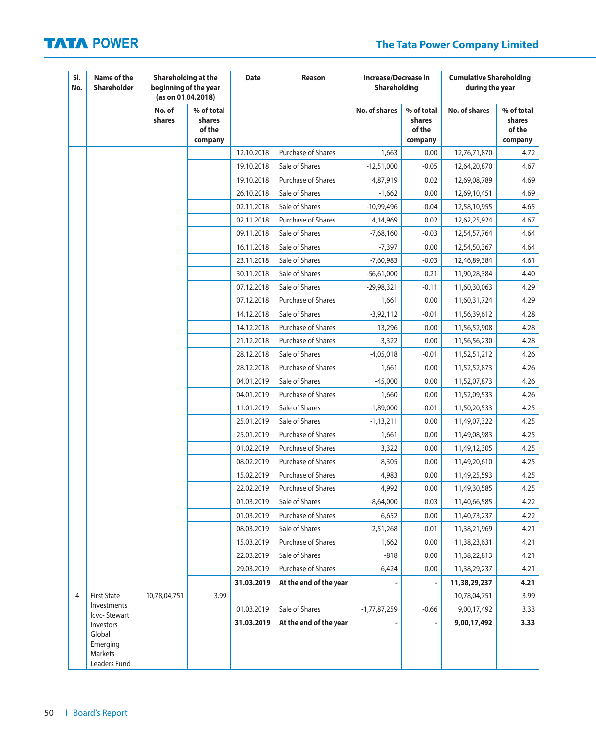| Sl. No. | Name of the Shareholder | Shareholding at the beginning of the year (as on 01.04.2018) | | Date | Reason | Increase/Decrease in Shareholding | | Cumulative Shareholding during the year | |
|---|---|---|---|---|---|---|---|---|---|
| | | No. of shares | % of total shares of the company | | | No. of shares | % of total shares of the company | No. of shares | % of total shares of the company |
| | | | | 12.10.2018 | Purchase of Shares | 1,663 | 0.00 | 12,76,71,870 | 4.72 |
| | | | | 19.10.2018 | Sale of Shares | -12,51,000 | -0.05 | 12,64,20,870 | 4.67 |
| | | | | 19.10.2018 | Purchase of Shares | 4,87,919 | 0.02 | 12,69,08,789 | 4.69 |
| | | | | 26.10.2018 | Sale of Shares | -1,662 | 0.00 | 12,69,10,451 | 4.69 |
| | | | | 02.11.2018 | Sale of Shares | -10,99,496 | -0.04 | 12,58,10,955 | 4.65 |
| | | | | 02.11.2018 | Purchase of Shares | 4,14,969 | 0.02 | 12,62,25,924 | 4.67 |
| | | | | 09.11.2018 | Sale of Shares | -7,68,160 | -0.03 | 12,54,57,764 | 4.64 |
| | | | | 16.11.2018 | Sale of Shares | -7,397 | 0.00 | 12,54,50,367 | 4.64 |
| | | | | 23.11.2018 | Sale of Shares | -7,60,983 | -0.03 | 12,46,89,384 | 4.61 |
| | | | | 30.11.2018 | Sale of Shares | -56,61,000 | -0.21 | 11,90,28,384 | 4.40 |
| | | | | 07.12.2018 | Sale of Shares | -29,98,321 | -0.11 | 11,60,30,063 | 4.29 |
| | | | | 07.12.2018 | Purchase of Shares | 1,661 | 0.00 | 11,60,31,724 | 4.29 |
| | | | | 14.12.2018 | Sale of Shares | -3,92,112 | -0.01 | 11,56,39,612 | 4.28 |
| | | | | 14.12.2018 | Purchase of Shares | 13,296 | 0.00 | 11,56,52,908 | 4.28 |
| | | | | 21.12.2018 | Purchase of Shares | 3,322 | 0.00 | 11,56,56,230 | 4.28 |
| | | | | 28.12.2018 | Sale of Shares | -4,05,018 | -0.01 | 11,52,51,212 | 4.26 |
| | | | | 28.12.2018 | Purchase of Shares | 1,661 | 0.00 | 11,52,52,873 | 4.26 |
| | | | | 04.01.2019 | Sale of Shares | -45,000 | 0.00 | 11,52,07,873 | 4.26 |
| | | | | 04.01.2019 | Purchase of Shares | 1,660 | 0.00 | 11,52,09,533 | 4.26 |
| | | | | 11.01.2019 | Sale of Shares | -1,89,000 | -0.01 | 11,50,20,533 | 4.25 |
| | | | | 25.01.2019 | Sale of Shares | -1,13,211 | 0.00 | 11,49,07,322 | 4.25 |
| | | | | 25.01.2019 | Purchase of Shares | 1,661 | 0.00 | 11,49,08,983 | 4.25 |
| | | | | 01.02.2019 | Purchase of Shares | 3,322 | 0.00 | 11,49,12,305 | 4.25 |
| | | | | 08.02.2019 | Purchase of Shares | 8,305 | 0.00 | 11,49,20,610 | 4.25 |
| | | | | 15.02.2019 | Purchase of Shares | 4,983 | 0.00 | 11,49,25,593 | 4.25 |
| | | | | 22.02.2019 | Purchase of Shares | 4,992 | 0.00 | 11,49,30,585 | 4.25 |
| | | | | 01.03.2019 | Sale of Shares | -8,64,000 | -0.03 | 11,40,66,585 | 4.22 |
| | | | | 01.03.2019 | Purchase of Shares | 6,652 | 0.00 | 11,40,73,237 | 4.22 |
| | | | | 08.03.2019 | Sale of Shares | -2,51,268 | -0.01 | 11,38,21,969 | 4.21 |
| | | | | 15.03.2019 | Purchase of Shares | 1,662 | 0.00 | 11,38,23,631 | 4.21 |
| | | | | 22.03.2019 | Sale of Shares | -818 | 0.00 | 11,38,22,813 | 4.21 |
| | | | | 29.03.2019 | Purchase of Shares | 6,424 | 0.00 | 11,38,29,237 | 4.21 |
| | | | | **31.03.2019** | **At the end of the year** | **-** | **-** | **11,38,29,237** | **4.21** |
| 4 | First State Investments Icvc- Stewart Investors Global Emerging Markets Leaders Fund | 10,78,04,751 | 3.99 | | | | | 10,78,04,751 | 3.99 |
| | | | | 01.03.2019 | Sale of Shares | -1,77,87,259 | -0.66 | 9,00,17,492 | 3.33 |
| | | | | **31.03.2019** | **At the end of the year** | **-** | **-** | **9,00,17,492** | **3.33** |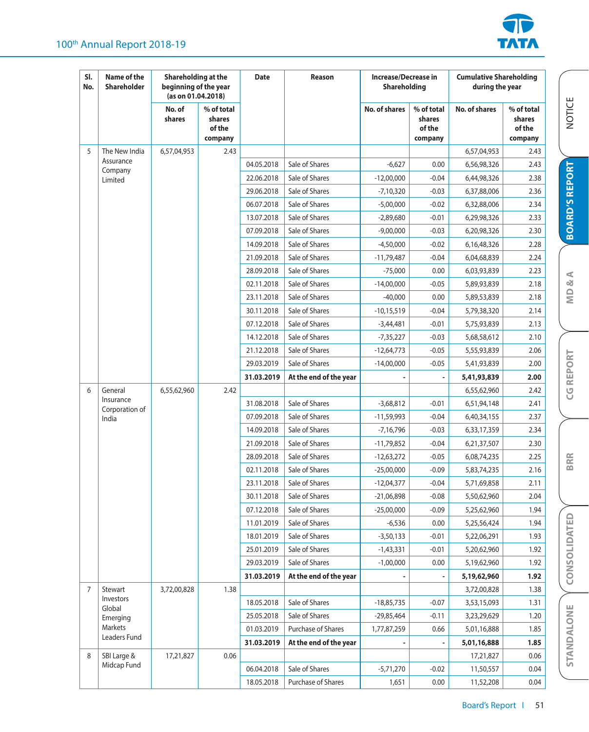| Sl. No. | Name of the Shareholder | Shareholding at the beginning of the year (as on 01.04.2018) | | Date | Reason | Increase/Decrease in Shareholding | | Cumulative Shareholding during the year | |
|---|---|---|---|---|---|---|---|---|---|
| | | No. of shares | % of total shares of the company | | | No. of shares | % of total shares of the company | No. of shares | % of total shares of the company |
| 5 | The New India Assurance Company Limited | 6,57,04,953 | 2.43 | | | | | 6,57,04,953 | 2.43 |
| | | | | 04.05.2018 | Sale of Shares | -6,627 | 0.00 | 6,56,98,326 | 2.43 |
| | | | | 22.06.2018 | Sale of Shares | -12,00,000 | -0.04 | 6,44,98,326 | 2.38 |
| | | | | 29.06.2018 | Sale of Shares | -7,10,320 | -0.03 | 6,37,88,006 | 2.36 |
| | | | | 06.07.2018 | Sale of Shares | -5,00,000 | -0.02 | 6,32,88,006 | 2.34 |
| | | | | 13.07.2018 | Sale of Shares | -2,89,680 | -0.01 | 6,29,98,326 | 2.33 |
| | | | | 07.09.2018 | Sale of Shares | -9,00,000 | -0.03 | 6,20,98,326 | 2.30 |
| | | | | 14.09.2018 | Sale of Shares | -4,50,000 | -0.02 | 6,16,48,326 | 2.28 |
| | | | | 21.09.2018 | Sale of Shares | -11,79,487 | -0.04 | 6,04,68,839 | 2.24 |
| | | | | 28.09.2018 | Sale of Shares | -75,000 | 0.00 | 6,03,93,839 | 2.23 |
| | | | | 02.11.2018 | Sale of Shares | -14,00,000 | -0.05 | 5,89,93,839 | 2.18 |
| | | | | 23.11.2018 | Sale of Shares | -40,000 | 0.00 | 5,89,53,839 | 2.18 |
| | | | | 30.11.2018 | Sale of Shares | -10,15,519 | -0.04 | 5,79,38,320 | 2.14 |
| | | | | 07.12.2018 | Sale of Shares | -3,44,481 | -0.01 | 5,75,93,839 | 2.13 |
| | | | | 14.12.2018 | Sale of Shares | -7,35,227 | -0.03 | 5,68,58,612 | 2.10 |
| | | | | 21.12.2018 | Sale of Shares | -12,64,773 | -0.05 | 5,55,93,839 | 2.06 |
| | | | | 29.03.2019 | Sale of Shares | -14,00,000 | -0.05 | 5,41,93,839 | 2.00 |
| | | | | **31.03.2019** | **At the end of the year** | - | - | **5,41,93,839** | **2.00** |
| 6 | General Insurance Corporation of India | 6,55,62,960 | 2.42 | | | | | 6,55,62,960 | 2.42 |
| | | | | 31.08.2018 | Sale of Shares | -3,68,812 | -0.01 | 6,51,94,148 | 2.41 |
| | | | | 07.09.2018 | Sale of Shares | -11,59,993 | -0.04 | 6,40,34,155 | 2.37 |
| | | | | 14.09.2018 | Sale of Shares | -7,16,796 | -0.03 | 6,33,17,359 | 2.34 |
| | | | | 21.09.2018 | Sale of Shares | -11,79,852 | -0.04 | 6,21,37,507 | 2.30 |
| | | | | 28.09.2018 | Sale of Shares | -12,63,272 | -0.05 | 6,08,74,235 | 2.25 |
| | | | | 02.11.2018 | Sale of Shares | -25,00,000 | -0.09 | 5,83,74,235 | 2.16 |
| | | | | 23.11.2018 | Sale of Shares | -12,04,377 | -0.04 | 5,71,69,858 | 2.11 |
| | | | | 30.11.2018 | Sale of Shares | -21,06,898 | -0.08 | 5,50,62,960 | 2.04 |
| | | | | 07.12.2018 | Sale of Shares | -25,00,000 | -0.09 | 5,25,62,960 | 1.94 |
| | | | | 11.01.2019 | Sale of Shares | -6,536 | 0.00 | 5,25,56,424 | 1.94 |
| | | | | 18.01.2019 | Sale of Shares | -3,50,133 | -0.01 | 5,22,06,291 | 1.93 |
| | | | | 25.01.2019 | Sale of Shares | -1,43,331 | -0.01 | 5,20,62,960 | 1.92 |
| | | | | 29.03.2019 | Sale of Shares | -1,00,000 | 0.00 | 5,19,62,960 | 1.92 |
| | | | | **31.03.2019** | **At the end of the year** | - | - | **5,19,62,960** | **1.92** |
| 7 | Stewart Investors Global Emerging Markets Leaders Fund | 3,72,00,828 | 1.38 | | | | | 3,72,00,828 | 1.38 |
| | | | | 18.05.2018 | Sale of Shares | -18,85,735 | -0.07 | 3,53,15,093 | 1.31 |
| | | | | 25.05.2018 | Sale of Shares | -29,85,464 | -0.11 | 3,23,29,629 | 1.20 |
| | | | | 01.03.2019 | Purchase of Shares | 1,77,87,259 | 0.66 | 5,01,16,888 | 1.85 |
| | | | | **31.03.2019** | **At the end of the year** | - | - | **5,01,16,888** | **1.85** |
| 8 | SBI Large & Midcap Fund | 17,21,827 | 0.06 | | | | | 17,21,827 | 0.06 |
| | | | | 06.04.2018 | Sale of Shares | -5,71,270 | -0.02 | 11,50,557 | 0.04 |
| | | | | 18.05.2018 | Purchase of Shares | 1,651 | 0.00 | 11,52,208 | 0.04 |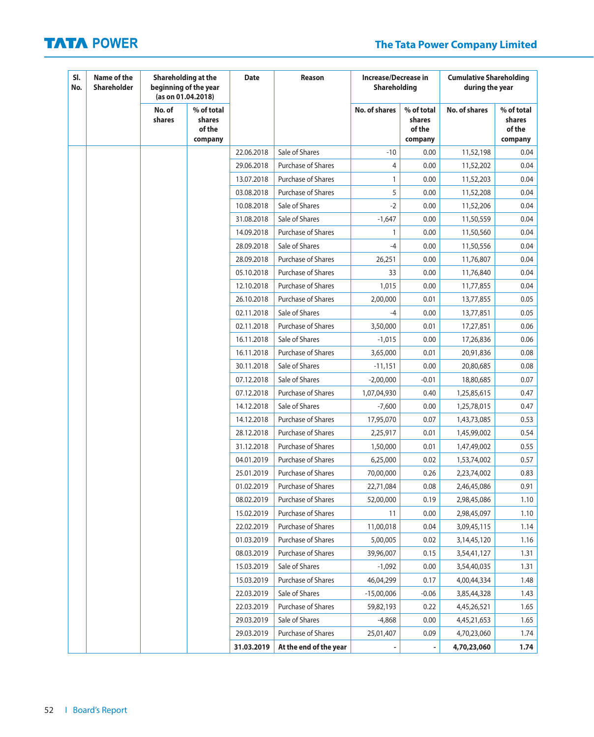| Sl. No. | Name of the Shareholder | Shareholding at the beginning of the year (as on 01.04.2018) | | Date | Reason | Increase/Decrease in Shareholding | | Cumulative Shareholding during the year | |
|---|---|---|---|---|---|---|---|---|---|
| | | No. of shares | % of total shares of the company | | | No. of shares | % of total shares of the company | No. of shares | % of total shares of the company |
| | | | | 22.06.2018 | Sale of Shares | -10 | 0.00 | 11,52,198 | 0.04 |
| | | | | 29.06.2018 | Purchase of Shares | 4 | 0.00 | 11,52,202 | 0.04 |
| | | | | 13.07.2018 | Purchase of Shares | 1 | 0.00 | 11,52,203 | 0.04 |
| | | | | 03.08.2018 | Purchase of Shares | 5 | 0.00 | 11,52,208 | 0.04 |
| | | | | 10.08.2018 | Sale of Shares | -2 | 0.00 | 11,52,206 | 0.04 |
| | | | | 31.08.2018 | Sale of Shares | -1,647 | 0.00 | 11,50,559 | 0.04 |
| | | | | 14.09.2018 | Purchase of Shares | 1 | 0.00 | 11,50,560 | 0.04 |
| | | | | 28.09.2018 | Sale of Shares | -4 | 0.00 | 11,50,556 | 0.04 |
| | | | | 28.09.2018 | Purchase of Shares | 26,251 | 0.00 | 11,76,807 | 0.04 |
| | | | | 05.10.2018 | Purchase of Shares | 33 | 0.00 | 11,76,840 | 0.04 |
| | | | | 12.10.2018 | Purchase of Shares | 1,015 | 0.00 | 11,77,855 | 0.04 |
| | | | | 26.10.2018 | Purchase of Shares | 2,00,000 | 0.01 | 13,77,855 | 0.05 |
| | | | | 02.11.2018 | Sale of Shares | -4 | 0.00 | 13,77,851 | 0.05 |
| | | | | 02.11.2018 | Purchase of Shares | 3,50,000 | 0.01 | 17,27,851 | 0.06 |
| | | | | 16.11.2018 | Sale of Shares | -1,015 | 0.00 | 17,26,836 | 0.06 |
| | | | | 16.11.2018 | Purchase of Shares | 3,65,000 | 0.01 | 20,91,836 | 0.08 |
| | | | | 30.11.2018 | Sale of Shares | -11,151 | 0.00 | 20,80,685 | 0.08 |
| | | | | 07.12.2018 | Sale of Shares | -2,00,000 | -0.01 | 18,80,685 | 0.07 |
| | | | | 07.12.2018 | Purchase of Shares | 1,07,04,930 | 0.40 | 1,25,85,615 | 0.47 |
| | | | | 14.12.2018 | Sale of Shares | -7,600 | 0.00 | 1,25,78,015 | 0.47 |
| | | | | 14.12.2018 | Purchase of Shares | 17,95,070 | 0.07 | 1,43,73,085 | 0.53 |
| | | | | 28.12.2018 | Purchase of Shares | 2,25,917 | 0.01 | 1,45,99,002 | 0.54 |
| | | | | 31.12.2018 | Purchase of Shares | 1,50,000 | 0.01 | 1,47,49,002 | 0.55 |
| | | | | 04.01.2019 | Purchase of Shares | 6,25,000 | 0.02 | 1,53,74,002 | 0.57 |
| | | | | 25.01.2019 | Purchase of Shares | 70,00,000 | 0.26 | 2,23,74,002 | 0.83 |
| | | | | 01.02.2019 | Purchase of Shares | 22,71,084 | 0.08 | 2,46,45,086 | 0.91 |
| | | | | 08.02.2019 | Purchase of Shares | 52,00,000 | 0.19 | 2,98,45,086 | 1.10 |
| | | | | 15.02.2019 | Purchase of Shares | 11 | 0.00 | 2,98,45,097 | 1.10 |
| | | | | 22.02.2019 | Purchase of Shares | 11,00,018 | 0.04 | 3,09,45,115 | 1.14 |
| | | | | 01.03.2019 | Purchase of Shares | 5,00,005 | 0.02 | 3,14,45,120 | 1.16 |
| | | | | 08.03.2019 | Purchase of Shares | 39,96,007 | 0.15 | 3,54,41,127 | 1.31 |
| | | | | 15.03.2019 | Sale of Shares | -1,092 | 0.00 | 3,54,40,035 | 1.31 |
| | | | | 15.03.2019 | Purchase of Shares | 46,04,299 | 0.17 | 4,00,44,334 | 1.48 |
| | | | | 22.03.2019 | Sale of Shares | -15,00,006 | -0.06 | 3,85,44,328 | 1.43 |
| | | | | 22.03.2019 | Purchase of Shares | 59,82,193 | 0.22 | 4,45,26,521 | 1.65 |
| | | | | 29.03.2019 | Sale of Shares | -4,868 | 0.00 | 4,45,21,653 | 1.65 |
| | | | | 29.03.2019 | Purchase of Shares | 25,01,407 | 0.09 | 4,70,23,060 | 1.74 |
| | | | | **31.03.2019** | **At the end of the year** | **-** | **-** | **4,70,23,060** | **1.74** |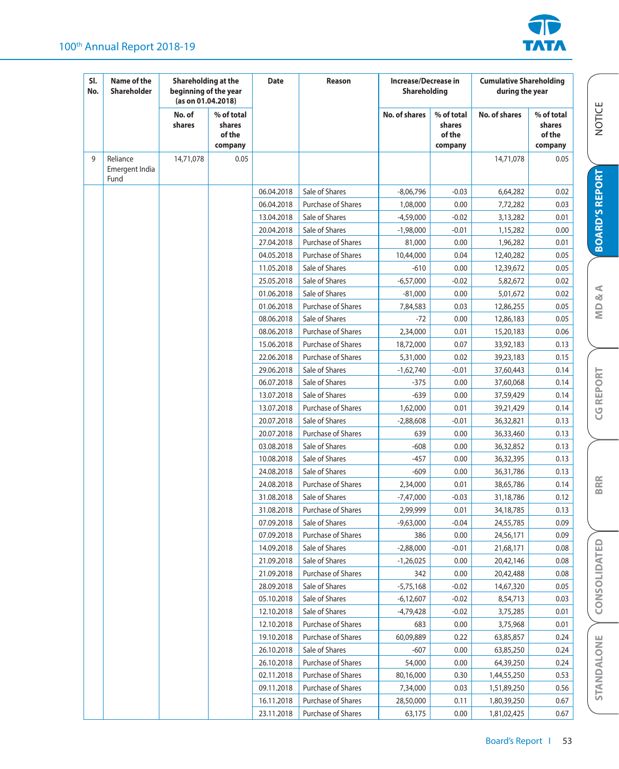| Sl. No. | Name of the Shareholder | Shareholding at the beginning of the year (as on 01.04.2018) | | Date | Reason | Increase/Decrease in Shareholding | | Cumulative Shareholding during the year | |
|---|---|---|---|---|---|---|---|---|---|
| | | No. of shares | % of total shares of the company | | | No. of shares | % of total shares of the company | No. of shares | % of total shares of the company |
| 9 | Reliance Emergent India Fund | 14,71,078 | 0.05 | | | | | 14,71,078 | 0.05 |
| | | | | 06.04.2018 | Sale of Shares | -8,06,796 | -0.03 | 6,64,282 | 0.02 |
| | | | | 06.04.2018 | Purchase of Shares | 1,08,000 | 0.00 | 7,72,282 | 0.03 |
| | | | | 13.04.2018 | Sale of Shares | -4,59,000 | -0.02 | 3,13,282 | 0.01 |
| | | | | 20.04.2018 | Sale of Shares | -1,98,000 | -0.01 | 1,15,282 | 0.00 |
| | | | | 27.04.2018 | Purchase of Shares | 81,000 | 0.00 | 1,96,282 | 0.01 |
| | | | | 04.05.2018 | Purchase of Shares | 10,44,000 | 0.04 | 12,40,282 | 0.05 |
| | | | | 11.05.2018 | Sale of Shares | -610 | 0.00 | 12,39,672 | 0.05 |
| | | | | 25.05.2018 | Sale of Shares | -6,57,000 | -0.02 | 5,82,672 | 0.02 |
| | | | | 01.06.2018 | Sale of Shares | -81,000 | 0.00 | 5,01,672 | 0.02 |
| | | | | 01.06.2018 | Purchase of Shares | 7,84,583 | 0.03 | 12,86,255 | 0.05 |
| | | | | 08.06.2018 | Sale of Shares | -72 | 0.00 | 12,86,183 | 0.05 |
| | | | | 08.06.2018 | Purchase of Shares | 2,34,000 | 0.01 | 15,20,183 | 0.06 |
| | | | | 15.06.2018 | Purchase of Shares | 18,72,000 | 0.07 | 33,92,183 | 0.13 |
| | | | | 22.06.2018 | Purchase of Shares | 5,31,000 | 0.02 | 39,23,183 | 0.15 |
| | | | | 29.06.2018 | Sale of Shares | -1,62,740 | -0.01 | 37,60,443 | 0.14 |
| | | | | 06.07.2018 | Sale of Shares | -375 | 0.00 | 37,60,068 | 0.14 |
| | | | | 13.07.2018 | Sale of Shares | -639 | 0.00 | 37,59,429 | 0.14 |
| | | | | 13.07.2018 | Purchase of Shares | 1,62,000 | 0.01 | 39,21,429 | 0.14 |
| | | | | 20.07.2018 | Sale of Shares | -2,88,608 | -0.01 | 36,32,821 | 0.13 |
| | | | | 20.07.2018 | Purchase of Shares | 639 | 0.00 | 36,33,460 | 0.13 |
| | | | | 03.08.2018 | Sale of Shares | -608 | 0.00 | 36,32,852 | 0.13 |
| | | | | 10.08.2018 | Sale of Shares | -457 | 0.00 | 36,32,395 | 0.13 |
| | | | | 24.08.2018 | Sale of Shares | -609 | 0.00 | 36,31,786 | 0.13 |
| | | | | 24.08.2018 | Purchase of Shares | 2,34,000 | 0.01 | 38,65,786 | 0.14 |
| | | | | 31.08.2018 | Sale of Shares | -7,47,000 | -0.03 | 31,18,786 | 0.12 |
| | | | | 31.08.2018 | Purchase of Shares | 2,99,999 | 0.01 | 34,18,785 | 0.13 |
| | | | | 07.09.2018 | Sale of Shares | -9,63,000 | -0.04 | 24,55,785 | 0.09 |
| | | | | 07.09.2018 | Purchase of Shares | 386 | 0.00 | 24,56,171 | 0.09 |
| | | | | 14.09.2018 | Sale of Shares | -2,88,000 | -0.01 | 21,68,171 | 0.08 |
| | | | | 21.09.2018 | Sale of Shares | -1,26,025 | 0.00 | 20,42,146 | 0.08 |
| | | | | 21.09.2018 | Purchase of Shares | 342 | 0.00 | 20,42,488 | 0.08 |
| | | | | 28.09.2018 | Sale of Shares | -5,75,168 | -0.02 | 14,67,320 | 0.05 |
| | | | | 05.10.2018 | Sale of Shares | -6,12,607 | -0.02 | 8,54,713 | 0.03 |
| | | | | 12.10.2018 | Sale of Shares | -4,79,428 | -0.02 | 3,75,285 | 0.01 |
| | | | | 12.10.2018 | Purchase of Shares | 683 | 0.00 | 3,75,968 | 0.01 |
| | | | | 19.10.2018 | Purchase of Shares | 60,09,889 | 0.22 | 63,85,857 | 0.24 |
| | | | | 26.10.2018 | Sale of Shares | -607 | 0.00 | 63,85,250 | 0.24 |
| | | | | 26.10.2018 | Purchase of Shares | 54,000 | 0.00 | 64,39,250 | 0.24 |
| | | | | 02.11.2018 | Purchase of Shares | 80,16,000 | 0.30 | 1,44,55,250 | 0.53 |
| | | | | 09.11.2018 | Purchase of Shares | 7,34,000 | 0.03 | 1,51,89,250 | 0.56 |
| | | | | 16.11.2018 | Purchase of Shares | 28,50,000 | 0.11 | 1,80,39,250 | 0.67 |
| | | | | 23.11.2018 | Purchase of Shares | 63,175 | 0.00 | 1,81,02,425 | 0.67 |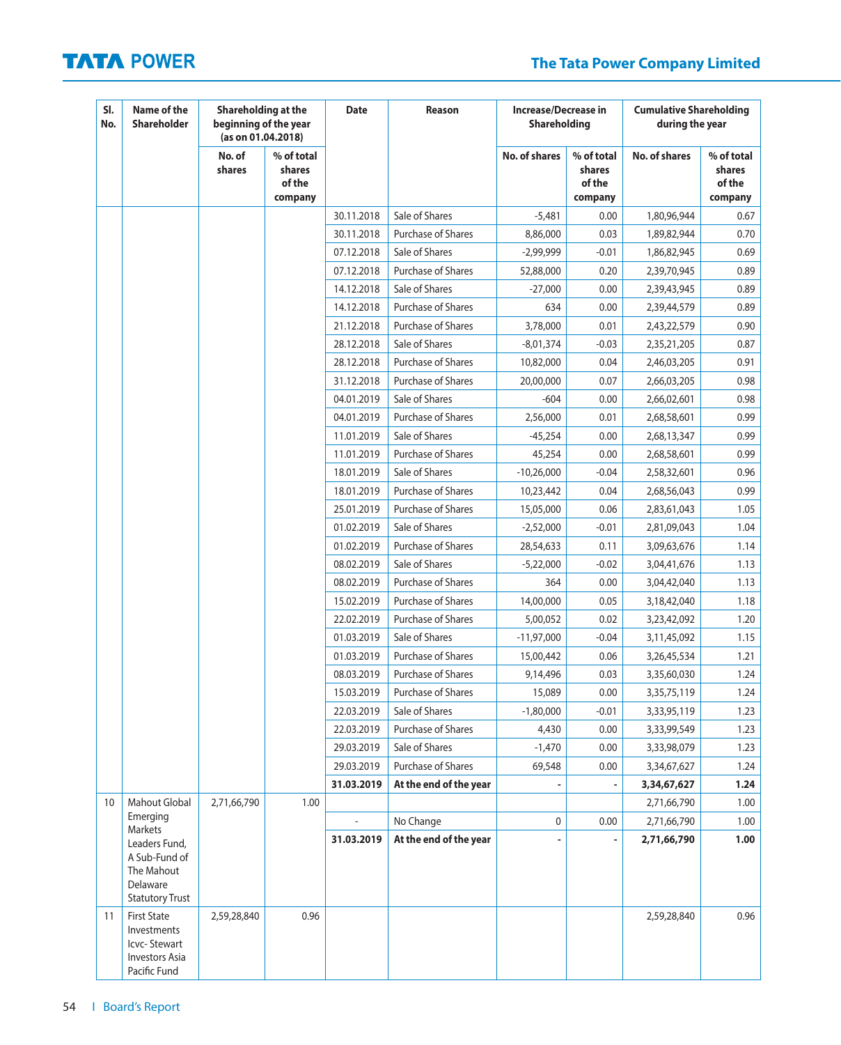| Sl. No. | Name of the Shareholder | Shareholding at the beginning of the year (as on 01.04.2018) | | Date | Reason | Increase/Decrease in Shareholding | | Cumulative Shareholding during the year | |
|---|---|---|---|---|---|---|---|---|---|
| | | No. of shares | % of total shares of the company | | | No. of shares | % of total shares of the company | No. of shares | % of total shares of the company |
| | | | | 30.11.2018 | Sale of Shares | -5,481 | 0.00 | 1,80,96,944 | 0.67 |
| | | | | 30.11.2018 | Purchase of Shares | 8,86,000 | 0.03 | 1,89,82,944 | 0.70 |
| | | | | 07.12.2018 | Sale of Shares | -2,99,999 | -0.01 | 1,86,82,945 | 0.69 |
| | | | | 07.12.2018 | Purchase of Shares | 52,88,000 | 0.20 | 2,39,70,945 | 0.89 |
| | | | | 14.12.2018 | Sale of Shares | -27,000 | 0.00 | 2,39,43,945 | 0.89 |
| | | | | 14.12.2018 | Purchase of Shares | 634 | 0.00 | 2,39,44,579 | 0.89 |
| | | | | 21.12.2018 | Purchase of Shares | 3,78,000 | 0.01 | 2,43,22,579 | 0.90 |
| | | | | 28.12.2018 | Sale of Shares | -8,01,374 | -0.03 | 2,35,21,205 | 0.87 |
| | | | | 28.12.2018 | Purchase of Shares | 10,82,000 | 0.04 | 2,46,03,205 | 0.91 |
| | | | | 31.12.2018 | Purchase of Shares | 20,00,000 | 0.07 | 2,66,03,205 | 0.98 |
| | | | | 04.01.2019 | Sale of Shares | -604 | 0.00 | 2,66,02,601 | 0.98 |
| | | | | 04.01.2019 | Purchase of Shares | 2,56,000 | 0.01 | 2,68,58,601 | 0.99 |
| | | | | 11.01.2019 | Sale of Shares | -45,254 | 0.00 | 2,68,13,347 | 0.99 |
| | | | | 11.01.2019 | Purchase of Shares | 45,254 | 0.00 | 2,68,58,601 | 0.99 |
| | | | | 18.01.2019 | Sale of Shares | -10,26,000 | -0.04 | 2,58,32,601 | 0.96 |
| | | | | 18.01.2019 | Purchase of Shares | 10,23,442 | 0.04 | 2,68,56,043 | 0.99 |
| | | | | 25.01.2019 | Purchase of Shares | 15,05,000 | 0.06 | 2,83,61,043 | 1.05 |
| | | | | 01.02.2019 | Sale of Shares | -2,52,000 | -0.01 | 2,81,09,043 | 1.04 |
| | | | | 01.02.2019 | Purchase of Shares | 28,54,633 | 0.11 | 3,09,63,676 | 1.14 |
| | | | | 08.02.2019 | Sale of Shares | -5,22,000 | -0.02 | 3,04,41,676 | 1.13 |
| | | | | 08.02.2019 | Purchase of Shares | 364 | 0.00 | 3,04,42,040 | 1.13 |
| | | | | 15.02.2019 | Purchase of Shares | 14,00,000 | 0.05 | 3,18,42,040 | 1.18 |
| | | | | 22.02.2019 | Purchase of Shares | 5,00,052 | 0.02 | 3,23,42,092 | 1.20 |
| | | | | 01.03.2019 | Sale of Shares | -11,97,000 | -0.04 | 3,11,45,092 | 1.15 |
| | | | | 01.03.2019 | Purchase of Shares | 15,00,442 | 0.06 | 3,26,45,534 | 1.21 |
| | | | | 08.03.2019 | Purchase of Shares | 9,14,496 | 0.03 | 3,35,60,030 | 1.24 |
| | | | | 15.03.2019 | Purchase of Shares | 15,089 | 0.00 | 3,35,75,119 | 1.24 |
| | | | | 22.03.2019 | Sale of Shares | -1,80,000 | -0.01 | 3,33,95,119 | 1.23 |
| | | | | 22.03.2019 | Purchase of Shares | 4,430 | 0.00 | 3,33,99,549 | 1.23 |
| | | | | 29.03.2019 | Sale of Shares | -1,470 | 0.00 | 3,33,98,079 | 1.23 |
| | | | | 29.03.2019 | Purchase of Shares | 69,548 | 0.00 | 3,34,67,627 | 1.24 |
| | | | | **31.03.2019** | **At the end of the year** | **-** | **-** | **3,34,67,627** | **1.24** |
| 10 | Mahout Global Emerging Markets Leaders Fund, A Sub-Fund of The Mahout Delaware Statutory Trust | 2,71,66,790 | 1.00 | | | | | 2,71,66,790 | 1.00 |
| | | | | - | No Change | 0 | 0.00 | 2,71,66,790 | 1.00 |
| | | | | **31.03.2019** | **At the end of the year** | **-** | **-** | **2,71,66,790** | **1.00** |
| 11 | First State Investments Icvc- Stewart Investors Asia Pacific Fund | 2,59,28,840 | 0.96 | | | | | 2,59,28,840 | 0.96 |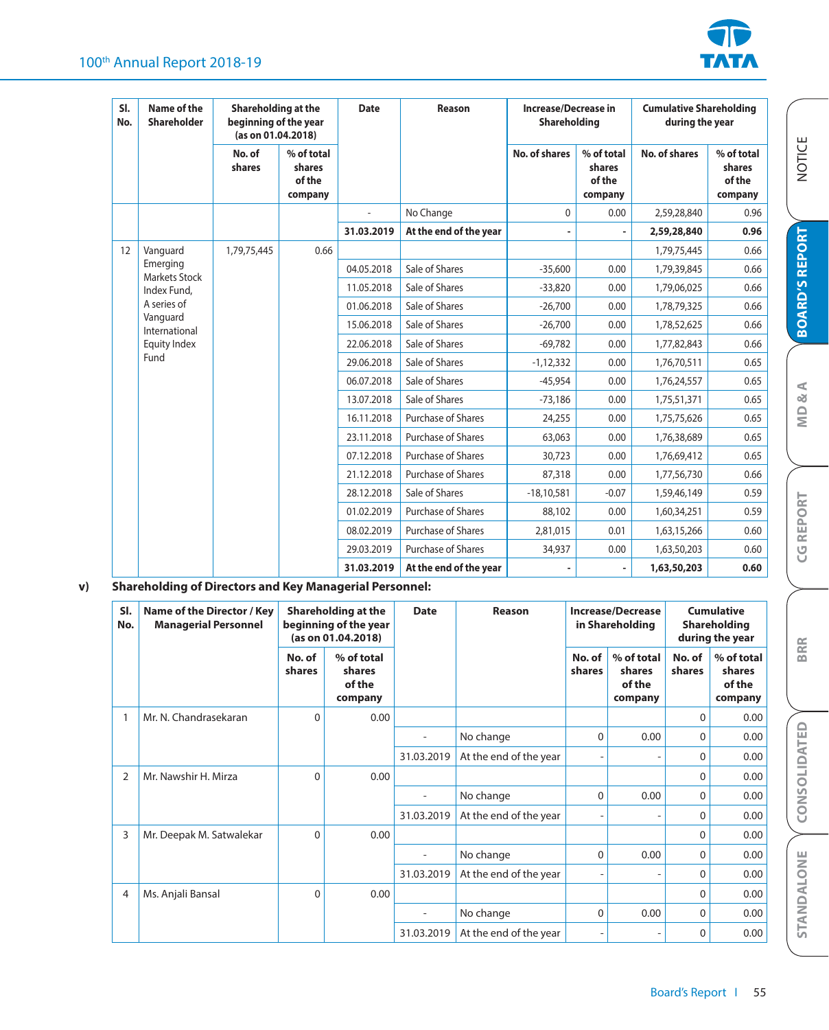| Sl. No. | Name of the Shareholder | Shareholding at the beginning of the year (as on 01.04.2018) | | Date | Reason | Increase/Decrease in Shareholding | | Cumulative Shareholding during the year | |
|---|---|---|---|---|---|---|---|---|---|
| | | No. of shares | % of total shares of the company | | | No. of shares | % of total shares of the company | No. of shares | % of total shares of the company |
| | | | | - | No Change | 0 | 0.00 | 2,59,28,840 | 0.96 |
| | | | | **31.03.2019** | **At the end of the year** | **-** | **-** | **2,59,28,840** | **0.96** |
| 12 | Vanguard Emerging Markets Stock Index Fund, A series of Vanguard International Equity Index Fund | 1,79,75,445 | 0.66 | | | | | 1,79,75,445 | 0.66 |
| | | | | 04.05.2018 | Sale of Shares | -35,600 | 0.00 | 1,79,39,845 | 0.66 |
| | | | | 11.05.2018 | Sale of Shares | -33,820 | 0.00 | 1,79,06,025 | 0.66 |
| | | | | 01.06.2018 | Sale of Shares | -26,700 | 0.00 | 1,78,79,325 | 0.66 |
| | | | | 15.06.2018 | Sale of Shares | -26,700 | 0.00 | 1,78,52,625 | 0.66 |
| | | | | 22.06.2018 | Sale of Shares | -69,782 | 0.00 | 1,77,82,843 | 0.66 |
| | | | | 29.06.2018 | Sale of Shares | -1,12,332 | 0.00 | 1,76,70,511 | 0.65 |
| | | | | 06.07.2018 | Sale of Shares | -45,954 | 0.00 | 1,76,24,557 | 0.65 |
| | | | | 13.07.2018 | Sale of Shares | -73,186 | 0.00 | 1,75,51,371 | 0.65 |
| | | | | 16.11.2018 | Purchase of Shares | 24,255 | 0.00 | 1,75,75,626 | 0.65 |
| | | | | 23.11.2018 | Purchase of Shares | 63,063 | 0.00 | 1,76,38,689 | 0.65 |
| | | | | 07.12.2018 | Purchase of Shares | 30,723 | 0.00 | 1,76,69,412 | 0.65 |
| | | | | 21.12.2018 | Purchase of Shares | 87,318 | 0.00 | 1,77,56,730 | 0.66 |
| | | | | 28.12.2018 | Sale of Shares | -18,10,581 | -0.07 | 1,59,46,149 | 0.59 |
| | | | | 01.02.2019 | Purchase of Shares | 88,102 | 0.00 | 1,60,34,251 | 0.59 |
| | | | | 08.02.2019 | Purchase of Shares | 2,81,015 | 0.01 | 1,63,15,266 | 0.60 |
| | | | | 29.03.2019 | Purchase of Shares | 34,937 | 0.00 | 1,63,50,203 | 0.60 |
| | | | | **31.03.2019** | **At the end of the year** | **-** | **-** | **1,63,50,203** | **0.60** |

**v) Shareholding of Directors and Key Managerial Personnel:**

| Sl. No. | Name of the Director / Key Managerial Personnel | Shareholding at the beginning of the year (as on 01.04.2018) | | Date | Reason | Increase/Decrease in Shareholding | | Cumulative Shareholding during the year | |
|---|---|---|---|---|---|---|---|---|---|
| | | No. of shares | % of total shares of the company | | | No. of shares | % of total shares of the company | No. of shares | % of total shares of the company |
| 1 | Mr. N. Chandrasekaran | 0 | 0.00 | | | | | 0 | 0.00 |
| | | | | - | No change | 0 | 0.00 | 0 | 0.00 |
| | | | | 31.03.2019 | At the end of the year | - | - | 0 | 0.00 |
| 2 | Mr. Nawshir H. Mirza | 0 | 0.00 | | | | | 0 | 0.00 |
| | | | | - | No change | 0 | 0.00 | 0 | 0.00 |
| | | | | 31.03.2019 | At the end of the year | - | - | 0 | 0.00 |
| 3 | Mr. Deepak M. Satwalekar | 0 | 0.00 | | | | | 0 | 0.00 |
| | | | | - | No change | 0 | 0.00 | 0 | 0.00 |
| | | | | 31.03.2019 | At the end of the year | - | - | 0 | 0.00 |
| 4 | Ms. Anjali Bansal | 0 | 0.00 | | | | | 0 | 0.00 |
| | | | | - | No change | 0 | 0.00 | 0 | 0.00 |
| | | | | 31.03.2019 | At the end of the year | - | - | 0 | 0.00 |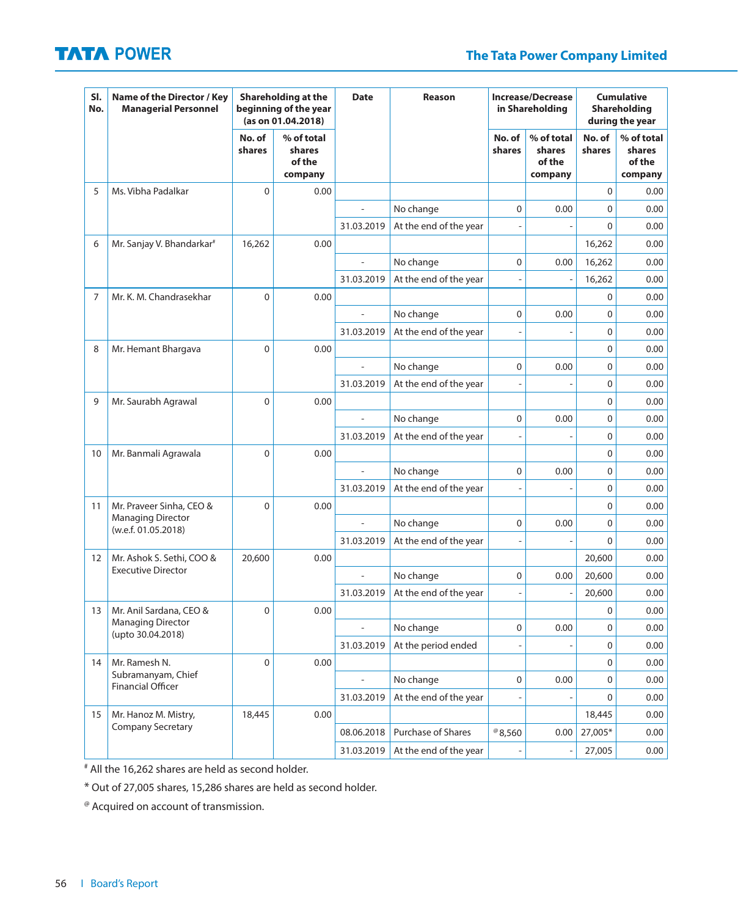| Sl. No. | Name of the Director / Key Managerial Personnel | Shareholding at the beginning of the year (as on 01.04.2018) | | Date | Reason | Increase/Decrease in Shareholding | | Cumulative Shareholding during the year | |
|---|---|---|---|---|---|---|---|---|---|
| | | No. of shares | % of total shares of the company | | | No. of shares | % of total shares of the company | No. of shares | % of total shares of the company |
| 5 | Ms. Vibha Padalkar | 0 | 0.00 | | | | | 0 | 0.00 |
| | | | | - | No change | 0 | 0.00 | 0 | 0.00 |
| | | | | 31.03.2019 | At the end of the year | - | - | 0 | 0.00 |
| 6 | Mr. Sanjay V. Bhandarkar# | 16,262 | 0.00 | | | | | 16,262 | 0.00 |
| | | | | - | No change | 0 | 0.00 | 16,262 | 0.00 |
| | | | | 31.03.2019 | At the end of the year | - | - | 16,262 | 0.00 |
| 7 | Mr. K. M. Chandrasekhar | 0 | 0.00 | | | | | 0 | 0.00 |
| | | | | - | No change | 0 | 0.00 | 0 | 0.00 |
| | | | | 31.03.2019 | At the end of the year | - | - | 0 | 0.00 |
| 8 | Mr. Hemant Bhargava | 0 | 0.00 | | | | | 0 | 0.00 |
| | | | | - | No change | 0 | 0.00 | 0 | 0.00 |
| | | | | 31.03.2019 | At the end of the year | - | - | 0 | 0.00 |
| 9 | Mr. Saurabh Agrawal | 0 | 0.00 | | | | | 0 | 0.00 |
| | | | | - | No change | 0 | 0.00 | 0 | 0.00 |
| | | | | 31.03.2019 | At the end of the year | - | - | 0 | 0.00 |
| 10 | Mr. Banmali Agrawala | 0 | 0.00 | | | | | 0 | 0.00 |
| | | | | - | No change | 0 | 0.00 | 0 | 0.00 |
| | | | | 31.03.2019 | At the end of the year | - | - | 0 | 0.00 |
| 11 | Mr. Praveer Sinha, CEO & Managing Director (w.e.f. 01.05.2018) | 0 | 0.00 | | | | | 0 | 0.00 |
| | | | | - | No change | 0 | 0.00 | 0 | 0.00 |
| | | | | 31.03.2019 | At the end of the year | - | - | 0 | 0.00 |
| 12 | Mr. Ashok S. Sethi, COO & Executive Director | 20,600 | 0.00 | | | | | 20,600 | 0.00 |
| | | | | - | No change | 0 | 0.00 | 20,600 | 0.00 |
| | | | | 31.03.2019 | At the end of the year | - | - | 20,600 | 0.00 |
| 13 | Mr. Anil Sardana, CEO & Managing Director (upto 30.04.2018) | 0 | 0.00 | | | | | 0 | 0.00 |
| | | | | - | No change | 0 | 0.00 | 0 | 0.00 |
| | | | | 31.03.2019 | At the period ended | - | - | 0 | 0.00 |
| 14 | Mr. Ramesh N. Subramanyam, Chief Financial Officer | 0 | 0.00 | | | | | 0 | 0.00 |
| | | | | - | No change | 0 | 0.00 | 0 | 0.00 |
| | | | | 31.03.2019 | At the end of the year | - | - | 0 | 0.00 |
| 15 | Mr. Hanoz M. Mistry, Company Secretary | 18,445 | 0.00 | | | | | 18,445 | 0.00 |
| | | | | 08.06.2018 | Purchase of Shares | @8,560 | 0.00 | 27,005* | 0.00 |
| | | | | 31.03.2019 | At the end of the year | - | - | 27,005 | 0.00 |

# All the 16,262 shares are held as second holder.

* Out of 27,005 shares, 15,286 shares are held as second holder.

@ Acquired on account of transmission.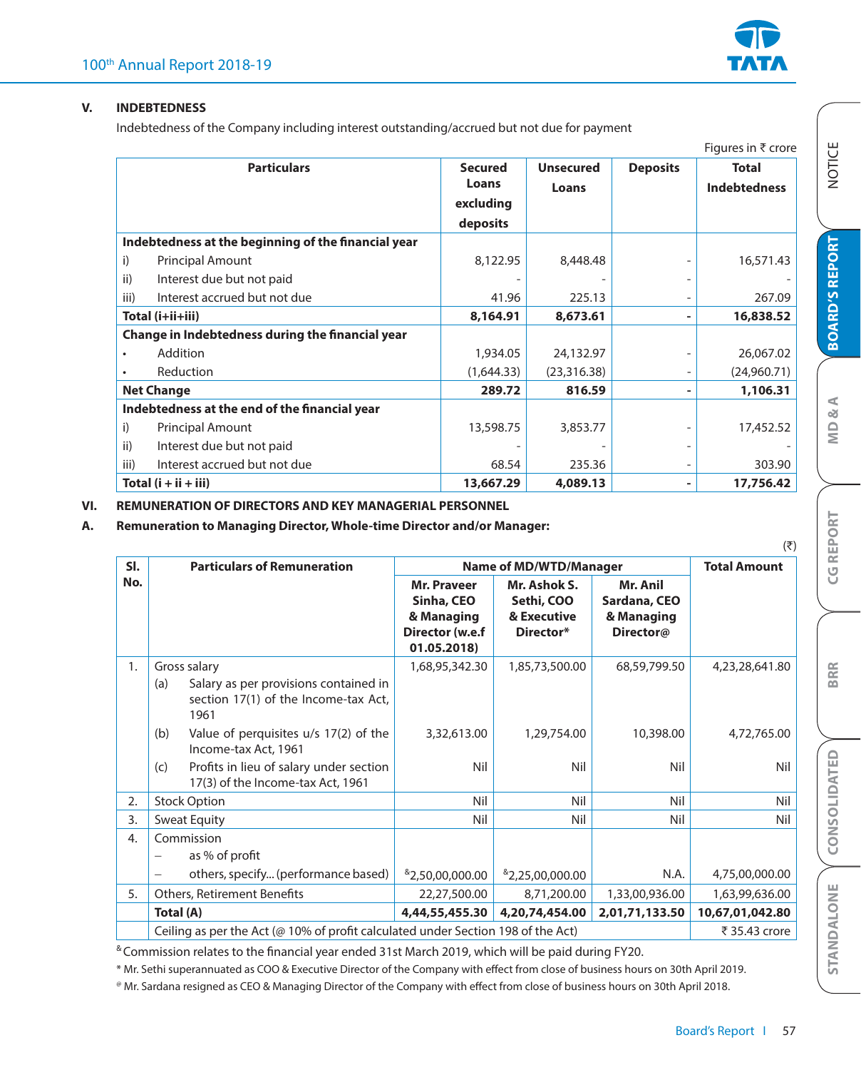## V. INDEBTEDNESS

Indebtedness of the Company including interest outstanding/accrued but not due for payment

Figures in ₹ crore

| Particulars | Secured Loans excluding deposits | Unsecured Loans | Deposits | Total Indebtedness |
|---|---|---|---|---|
| **Indebtedness at the beginning of the financial year** | | | | |
| i) Principal Amount | 8,122.95 | 8,448.48 | - | 16,571.43 |
| ii) Interest due but not paid | - | - | - | - |
| iii) Interest accrued but not due | 41.96 | 225.13 | - | 267.09 |
| **Total (i+ii+iii)** | **8,164.91** | **8,673.61** | **-** | **16,838.52** |
| **Change in Indebtedness during the financial year** | | | | |
| • Addition | 1,934.05 | 24,132.97 | - | 26,067.02 |
| • Reduction | (1,644.33) | (23,316.38) | - | (24,960.71) |
| **Net Change** | **289.72** | **816.59** | **-** | **1,106.31** |
| **Indebtedness at the end of the financial year** | | | | |
| i) Principal Amount | 13,598.75 | 3,853.77 | - | 17,452.52 |
| ii) Interest due but not paid | - | - | - | - |
| iii) Interest accrued but not due | 68.54 | 235.36 | - | 303.90 |
| **Total (i + ii + iii)** | **13,667.29** | **4,089.13** | **-** | **17,756.42** |

## VI. REMUNERATION OF DIRECTORS AND KEY MANAGERIAL PERSONNEL

### A. Remuneration to Managing Director, Whole-time Director and/or Manager:

(₹)

| Sl. No. | Particulars of Remuneration | Name of MD/WTD/Manager | | | Total Amount |
|---|---|---|---|---|---|
| | | Mr. Praveer Sinha, CEO & Managing Director (w.e.f 01.05.2018) | Mr. Ashok S. Sethi, COO & Executive Director* | Mr. Anil Sardana, CEO & Managing Director@ | |
| 1. | Gross salary<br>(a) Salary as per provisions contained in section 17(1) of the Income-tax Act, 1961 | 1,68,95,342.30 | 1,85,73,500.00 | 68,59,799.50 | 4,23,28,641.80 |
| | (b) Value of perquisites u/s 17(2) of the Income-tax Act, 1961 | 3,32,613.00 | 1,29,754.00 | 10,398.00 | 4,72,765.00 |
| | (c) Profits in lieu of salary under section 17(3) of the Income-tax Act, 1961 | Nil | Nil | Nil | Nil |
| 2. | Stock Option | Nil | Nil | Nil | Nil |
| 3. | Sweat Equity | Nil | Nil | Nil | Nil |
| 4. | Commission<br>– as % of profit<br>– others, specify... (performance based) | &2,50,00,000.00 | &2,25,00,000.00 | N.A. | 4,75,00,000.00 |
| 5. | Others, Retirement Benefits | 22,27,500.00 | 8,71,200.00 | 1,33,00,936.00 | 1,63,99,636.00 |
| | **Total (A)** | **4,44,55,455.30** | **4,20,74,454.00** | **2,01,71,133.50** | **10,67,01,042.80** |
| | Ceiling as per the Act (@ 10% of profit calculated under Section 198 of the Act) | | | | ₹ 35.43 crore |

& Commission relates to the financial year ended 31st March 2019, which will be paid during FY20.

* Mr. Sethi superannuated as COO & Executive Director of the Company with effect from close of business hours on 30th April 2019.

@ Mr. Sardana resigned as CEO & Managing Director of the Company with effect from close of business hours on 30th April 2018.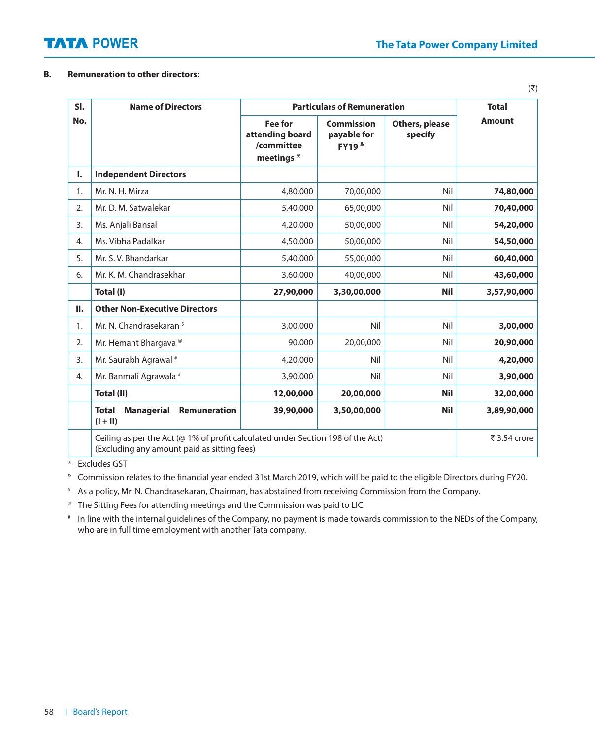**B. Remuneration to other directors:**

(₹)

| Sl. No. | Name of Directors | Particulars of Remuneration | | | Total Amount |
|---|---|---|---|---|---|
| | | Fee for attending board /committee meetings * | Commission payable for FY19 & | Others, please specify | |
| **I.** | **Independent Directors** | | | | |
| 1. | Mr. N. H. Mirza | 4,80,000 | 70,00,000 | Nil | **74,80,000** |
| 2. | Mr. D. M. Satwalekar | 5,40,000 | 65,00,000 | Nil | **70,40,000** |
| 3. | Ms. Anjali Bansal | 4,20,000 | 50,00,000 | Nil | **54,20,000** |
| 4. | Ms. Vibha Padalkar | 4,50,000 | 50,00,000 | Nil | **54,50,000** |
| 5. | Mr. S. V. Bhandarkar | 5,40,000 | 55,00,000 | Nil | **60,40,000** |
| 6. | Mr. K. M. Chandrasekhar | 3,60,000 | 40,00,000 | Nil | **43,60,000** |
| | **Total (I)** | **27,90,000** | **3,30,00,000** | **Nil** | **3,57,90,000** |
| **II.** | **Other Non-Executive Directors** | | | | |
| 1. | Mr. N. Chandrasekaran $ | 3,00,000 | Nil | Nil | **3,00,000** |
| 2. | Mr. Hemant Bhargava @ | 90,000 | 20,00,000 | Nil | **20,90,000** |
| 3. | Mr. Saurabh Agrawal # | 4,20,000 | Nil | Nil | **4,20,000** |
| 4. | Mr. Banmali Agrawala # | 3,90,000 | Nil | Nil | **3,90,000** |
| | **Total (II)** | **12,00,000** | **20,00,000** | **Nil** | **32,00,000** |
| | **Total Managerial Remuneration (I + II)** | **39,90,000** | **3,50,00,000** | **Nil** | **3,89,90,000** |
| | Ceiling as per the Act (@ 1% of profit calculated under Section 198 of the Act) (Excluding any amount paid as sitting fees) | | | | ₹ 3.54 crore |

\* Excludes GST

& Commission relates to the financial year ended 31st March 2019, which will be paid to the eligible Directors during FY20.

$ As a policy, Mr. N. Chandrasekaran, Chairman, has abstained from receiving Commission from the Company.

@ The Sitting Fees for attending meetings and the Commission was paid to LIC.

# In line with the internal guidelines of the Company, no payment is made towards commission to the NEDs of the Company, who are in full time employment with another Tata company.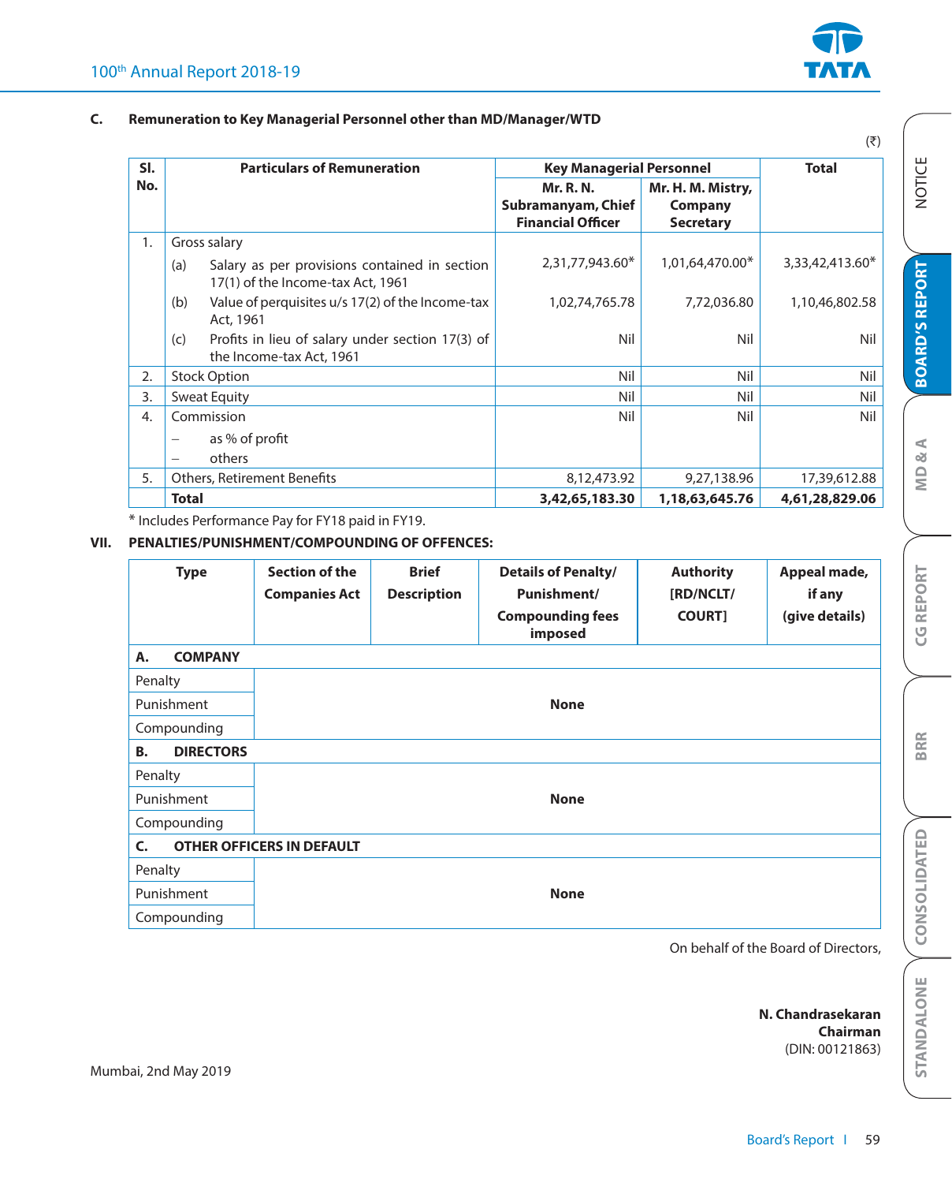## C. Remuneration to Key Managerial Personnel other than MD/Manager/WTD

(₹)

| Sl. No. | Particulars of Remuneration | Key Managerial Personnel | | Total |
|---|---|---|---|---|
| | | Mr. R. N. Subramanyam, Chief Financial Officer | Mr. H. M. Mistry, Company Secretary | |
| 1. | Gross salary | | | |
| | (a) Salary as per provisions contained in section 17(1) of the Income-tax Act, 1961 | 2,31,77,943.60* | 1,01,64,470.00* | 3,33,42,413.60* |
| | (b) Value of perquisites u/s 17(2) of the Income-tax Act, 1961 | 1,02,74,765.78 | 7,72,036.80 | 1,10,46,802.58 |
| | (c) Profits in lieu of salary under section 17(3) of the Income-tax Act, 1961 | Nil | Nil | Nil |
| 2. | Stock Option | Nil | Nil | Nil |
| 3. | Sweat Equity | Nil | Nil | Nil |
| 4. | Commission<br>– as % of profit<br>– others | Nil | Nil | Nil |
| 5. | Others, Retirement Benefits | 8,12,473.92 | 9,27,138.96 | 17,39,612.88 |
| | **Total** | **3,42,65,183.30** | **1,18,63,645.76** | **4,61,28,829.06** |

* Includes Performance Pay for FY18 paid in FY19.

## VII. PENALTIES/PUNISHMENT/COMPOUNDING OF OFFENCES:

| Type | Section of the Companies Act | Brief Description | Details of Penalty/ Punishment/ Compounding fees imposed | Authority [RD/NCLT/ COURT] | Appeal made, if any (give details) |
|---|---|---|---|---|---|
| **A. COMPANY** | | | | | |
| Penalty | | | | | |
| Punishment | | | **None** | | |
| Compounding | | | | | |
| **B. DIRECTORS** | | | | | |
| Penalty | | | | | |
| Punishment | | | **None** | | |
| Compounding | | | | | |
| **C. OTHER OFFICERS IN DEFAULT** | | | | | |
| Penalty | | | | | |
| Punishment | | | **None** | | |
| Compounding | | | | | |

On behalf of the Board of Directors,

**N. Chandrasekaran**
**Chairman**
(DIN: 00121863)

Mumbai, 2nd May 2019